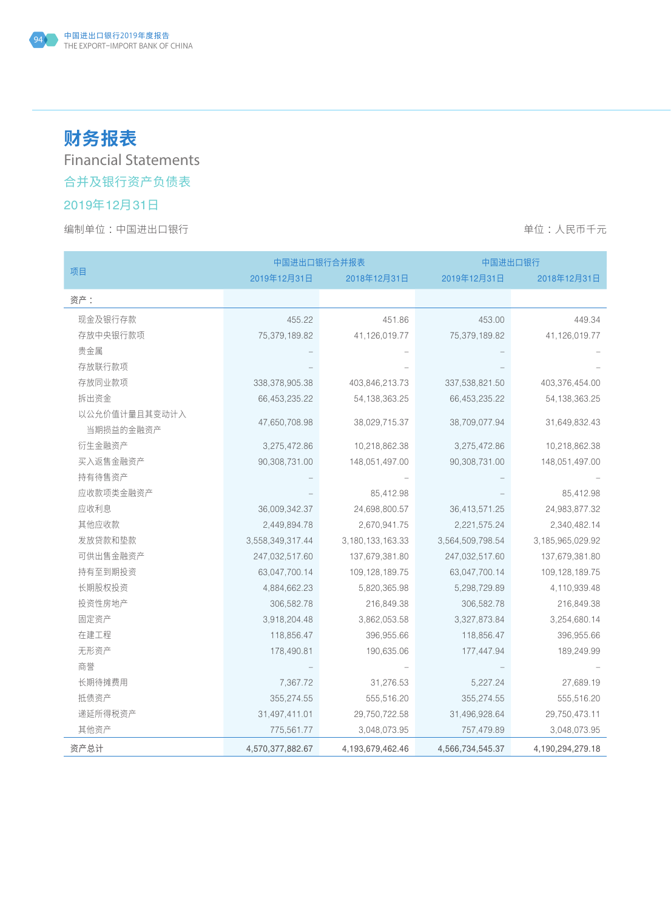# 财务报表

## Financial Statements

### 合并及银行资产负债表

### 2019年12月31日

编制单位：中国进出口银行　　　　　　　　　　　　　　　　　　　　单位：人民币千元

| 项目 | 中国进出口银行合并报表 | | 中国进出口银行 | |
|---|---|---|---|---|
| | 2019年12月31日 | 2018年12月31日 | 2019年12月31日 | 2018年12月31日 |
| 资产： | | | | |
| 现金及银行存款 | 455.22 | 451.86 | 453.00 | 449.34 |
| 存放中央银行款项 | 75,379,189.82 | 41,126,019.77 | 75,379,189.82 | 41,126,019.77 |
| 贵金属 | – | – | – | – |
| 存放联行款项 | – | – | – | – |
| 存放同业款项 | 338,378,905.38 | 403,846,213.73 | 337,538,821.50 | 403,376,454.00 |
| 拆出资金 | 66,453,235.22 | 54,138,363.25 | 66,453,235.22 | 54,138,363.25 |
| 以公允价值计量且其变动计入当期损益的金融资产 | 47,650,708.98 | 38,029,715.37 | 38,709,077.94 | 31,649,832.43 |
| 衍生金融资产 | 3,275,472.86 | 10,218,862.38 | 3,275,472.86 | 10,218,862.38 |
| 买入返售金融资产 | 90,308,731.00 | 148,051,497.00 | 90,308,731.00 | 148,051,497.00 |
| 持有待售资产 | – | – | – | – |
| 应收款项类金融资产 | – | 85,412.98 | – | 85,412.98 |
| 应收利息 | 36,009,342.37 | 24,698,800.57 | 36,413,571.25 | 24,983,877.32 |
| 其他应收款 | 2,449,894.78 | 2,670,941.75 | 2,221,575.24 | 2,340,482.14 |
| 发放贷款和垫款 | 3,558,349,317.44 | 3,180,133,163.33 | 3,564,509,798.54 | 3,185,965,029.92 |
| 可供出售金融资产 | 247,032,517.60 | 137,679,381.80 | 247,032,517.60 | 137,679,381.80 |
| 持有至到期投资 | 63,047,700.14 | 109,128,189.75 | 63,047,700.14 | 109,128,189.75 |
| 长期股权投资 | 4,884,662.23 | 5,820,365.98 | 5,298,729.89 | 4,110,939.48 |
| 投资性房地产 | 306,582.78 | 216,849.38 | 306,582.78 | 216,849.38 |
| 固定资产 | 3,918,204.48 | 3,862,053.58 | 3,327,873.84 | 3,254,680.14 |
| 在建工程 | 118,856.47 | 396,955.66 | 118,856.47 | 396,955.66 |
| 无形资产 | 178,490.81 | 190,635.06 | 177,447.94 | 189,249.99 |
| 商誉 | – | – | – | – |
| 长期待摊费用 | 7,367.72 | 31,276.53 | 5,227.24 | 27,689.19 |
| 抵债资产 | 355,274.55 | 555,516.20 | 355,274.55 | 555,516.20 |
| 递延所得税资产 | 31,497,411.01 | 29,750,722.58 | 31,496,928.64 | 29,750,473.11 |
| 其他资产 | 775,561.77 | 3,048,073.95 | 757,479.89 | 3,048,073.95 |
| 资产总计 | 4,570,377,882.67 | 4,193,679,462.46 | 4,566,734,545.37 | 4,190,294,279.18 |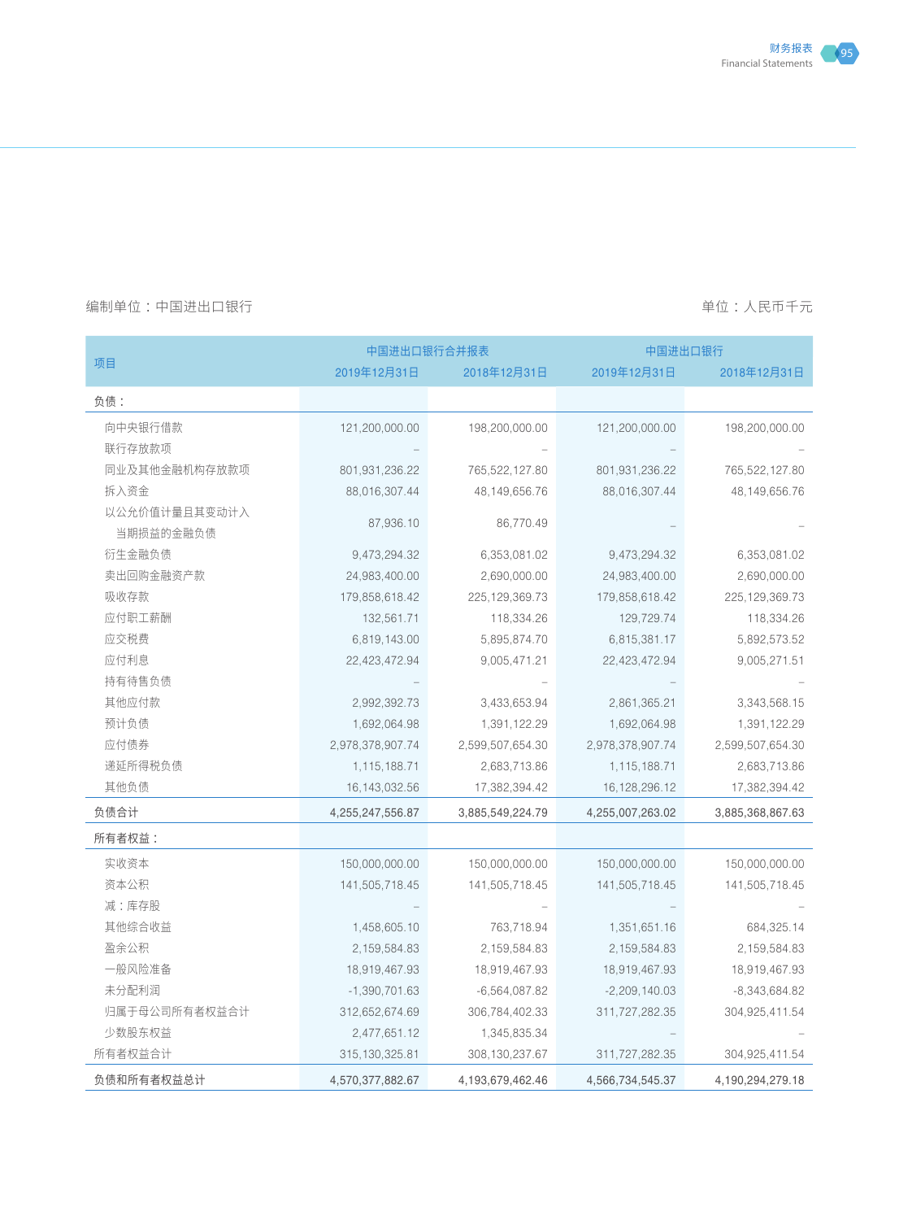编制单位：中国进出口银行

单位：人民币千元

| 项目 | 中国进出口银行合并报表 | | 中国进出口银行 | |
|---|---|---|---|---|
| | 2019年12月31日 | 2018年12月31日 | 2019年12月31日 | 2018年12月31日 |
| 负债： | | | | |
| 向中央银行借款 | 121,200,000.00 | 198,200,000.00 | 121,200,000.00 | 198,200,000.00 |
| 联行存放款项 | – | – | – | – |
| 同业及其他金融机构存放款项 | 801,931,236.22 | 765,522,127.80 | 801,931,236.22 | 765,522,127.80 |
| 拆入资金 | 88,016,307.44 | 48,149,656.76 | 88,016,307.44 | 48,149,656.76 |
| 以公允价值计量且其变动计入当期损益的金融负债 | 87,936.10 | 86,770.49 | – | – |
| 衍生金融负债 | 9,473,294.32 | 6,353,081.02 | 9,473,294.32 | 6,353,081.02 |
| 卖出回购金融资产款 | 24,983,400.00 | 2,690,000.00 | 24,983,400.00 | 2,690,000.00 |
| 吸收存款 | 179,858,618.42 | 225,129,369.73 | 179,858,618.42 | 225,129,369.73 |
| 应付职工薪酬 | 132,561.71 | 118,334.26 | 129,729.74 | 118,334.26 |
| 应交税费 | 6,819,143.00 | 5,895,874.70 | 6,815,381.17 | 5,892,573.52 |
| 应付利息 | 22,423,472.94 | 9,005,471.21 | 22,423,472.94 | 9,005,271.51 |
| 持有待售负债 | – | – | – | – |
| 其他应付款 | 2,992,392.73 | 3,433,653.94 | 2,861,365.21 | 3,343,568.15 |
| 预计负债 | 1,692,064.98 | 1,391,122.29 | 1,692,064.98 | 1,391,122.29 |
| 应付债券 | 2,978,378,907.74 | 2,599,507,654.30 | 2,978,378,907.74 | 2,599,507,654.30 |
| 递延所得税负债 | 1,115,188.71 | 2,683,713.86 | 1,115,188.71 | 2,683,713.86 |
| 其他负债 | 16,143,032.56 | 17,382,394.42 | 16,128,296.12 | 17,382,394.42 |
| 负债合计 | 4,255,247,556.87 | 3,885,549,224.79 | 4,255,007,263.02 | 3,885,368,867.63 |
| 所有者权益： | | | | |
| 实收资本 | 150,000,000.00 | 150,000,000.00 | 150,000,000.00 | 150,000,000.00 |
| 资本公积 | 141,505,718.45 | 141,505,718.45 | 141,505,718.45 | 141,505,718.45 |
| 减：库存股 | – | – | – | – |
| 其他综合收益 | 1,458,605.10 | 763,718.94 | 1,351,651.16 | 684,325.14 |
| 盈余公积 | 2,159,584.83 | 2,159,584.83 | 2,159,584.83 | 2,159,584.83 |
| 一般风险准备 | 18,919,467.93 | 18,919,467.93 | 18,919,467.93 | 18,919,467.93 |
| 未分配利润 | -1,390,701.63 | -6,564,087.82 | -2,209,140.03 | -8,343,684.82 |
| 归属于母公司所有者权益合计 | 312,652,674.69 | 306,784,402.33 | 311,727,282.35 | 304,925,411.54 |
| 少数股东权益 | 2,477,651.12 | 1,345,835.34 | – | – |
| 所有者权益合计 | 315,130,325.81 | 308,130,237.67 | 311,727,282.35 | 304,925,411.54 |
| 负债和所有者权益总计 | 4,570,377,882.67 | 4,193,679,462.46 | 4,566,734,545.37 | 4,190,294,279.18 |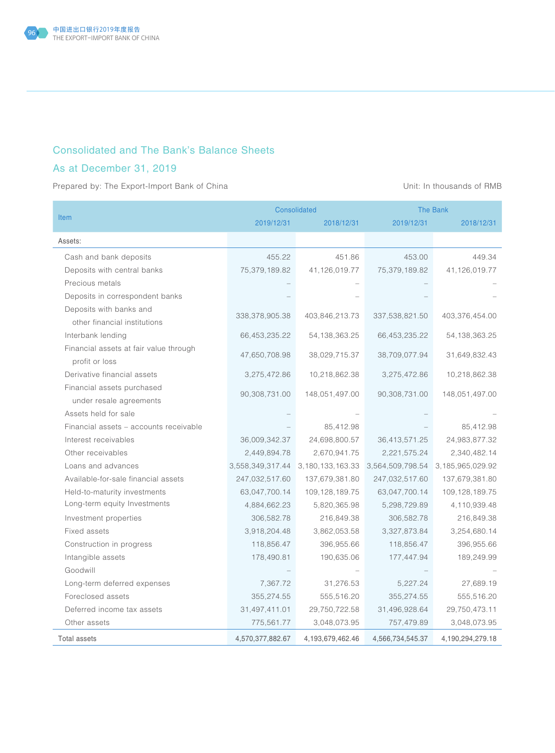## Consolidated and The Bank's Balance Sheets

## As at December 31, 2019

Prepared by: The Export-Import Bank of China

Unit: In thousands of RMB

| Item | Consolidated | | The Bank | |
|---|---|---|---|---|
| | 2019/12/31 | 2018/12/31 | 2019/12/31 | 2018/12/31 |
| Assets: | | | | |
| Cash and bank deposits | 455.22 | 451.86 | 453.00 | 449.34 |
| Deposits with central banks | 75,379,189.82 | 41,126,019.77 | 75,379,189.82 | 41,126,019.77 |
| Precious metals | – | – | – | – |
| Deposits in correspondent banks | – | – | – | – |
| Deposits with banks and other financial institutions | 338,378,905.38 | 403,846,213.73 | 337,538,821.50 | 403,376,454.00 |
| Interbank lending | 66,453,235.22 | 54,138,363.25 | 66,453,235.22 | 54,138,363.25 |
| Financial assets at fair value through profit or loss | 47,650,708.98 | 38,029,715.37 | 38,709,077.94 | 31,649,832.43 |
| Derivative financial assets | 3,275,472.86 | 10,218,862.38 | 3,275,472.86 | 10,218,862.38 |
| Financial assets purchased under resale agreements | 90,308,731.00 | 148,051,497.00 | 90,308,731.00 | 148,051,497.00 |
| Assets held for sale | – | – | – | – |
| Financial assets – accounts receivable | – | 85,412.98 | – | 85,412.98 |
| Interest receivables | 36,009,342.37 | 24,698,800.57 | 36,413,571.25 | 24,983,877.32 |
| Other receivables | 2,449,894.78 | 2,670,941.75 | 2,221,575.24 | 2,340,482.14 |
| Loans and advances | 3,558,349,317.44 | 3,180,133,163.33 | 3,564,509,798.54 | 3,185,965,029.92 |
| Available-for-sale financial assets | 247,032,517.60 | 137,679,381.80 | 247,032,517.60 | 137,679,381.80 |
| Held-to-maturity investments | 63,047,700.14 | 109,128,189.75 | 63,047,700.14 | 109,128,189.75 |
| Long-term equity Investments | 4,884,662.23 | 5,820,365.98 | 5,298,729.89 | 4,110,939.48 |
| Investment properties | 306,582.78 | 216,849.38 | 306,582.78 | 216,849.38 |
| Fixed assets | 3,918,204.48 | 3,862,053.58 | 3,327,873.84 | 3,254,680.14 |
| Construction in progress | 118,856.47 | 396,955.66 | 118,856.47 | 396,955.66 |
| Intangible assets | 178,490.81 | 190,635.06 | 177,447.94 | 189,249.99 |
| Goodwill | – | – | – | – |
| Long-term deferred expenses | 7,367.72 | 31,276.53 | 5,227.24 | 27,689.19 |
| Foreclosed assets | 355,274.55 | 555,516.20 | 355,274.55 | 555,516.20 |
| Deferred income tax assets | 31,497,411.01 | 29,750,722.58 | 31,496,928.64 | 29,750,473.11 |
| Other assets | 775,561.77 | 3,048,073.95 | 757,479.89 | 3,048,073.95 |
| Total assets | 4,570,377,882.67 | 4,193,679,462.46 | 4,566,734,545.37 | 4,190,294,279.18 |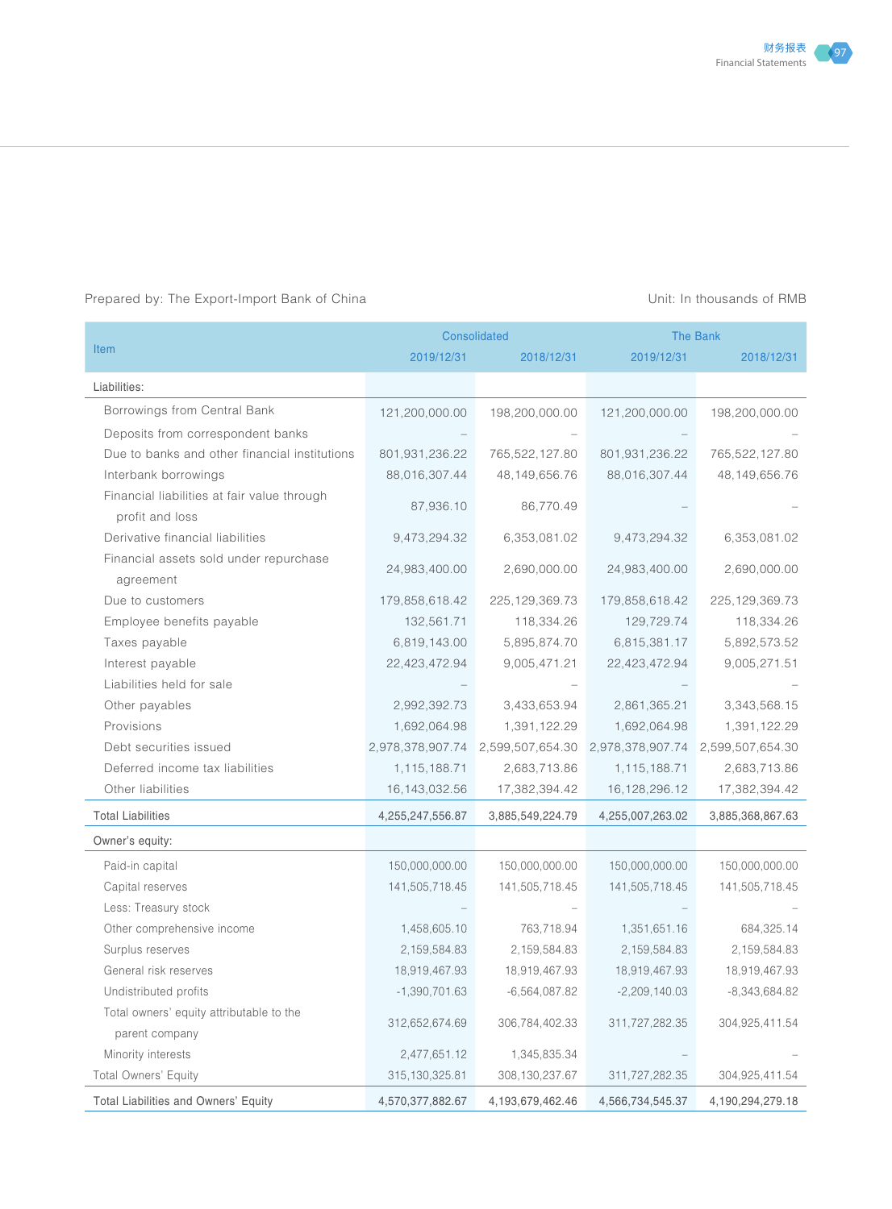Prepared by: The Export-Import Bank of China

Unit: In thousands of RMB

| Item | Consolidated | | The Bank | |
|---|---|---|---|---|
| | 2019/12/31 | 2018/12/31 | 2019/12/31 | 2018/12/31 |
| Liabilities: | | | | |
| Borrowings from Central Bank | 121,200,000.00 | 198,200,000.00 | 121,200,000.00 | 198,200,000.00 |
| Deposits from correspondent banks | – | – | – | – |
| Due to banks and other financial institutions | 801,931,236.22 | 765,522,127.80 | 801,931,236.22 | 765,522,127.80 |
| Interbank borrowings | 88,016,307.44 | 48,149,656.76 | 88,016,307.44 | 48,149,656.76 |
| Financial liabilities at fair value through profit and loss | 87,936.10 | 86,770.49 | – | – |
| Derivative financial liabilities | 9,473,294.32 | 6,353,081.02 | 9,473,294.32 | 6,353,081.02 |
| Financial assets sold under repurchase agreement | 24,983,400.00 | 2,690,000.00 | 24,983,400.00 | 2,690,000.00 |
| Due to customers | 179,858,618.42 | 225,129,369.73 | 179,858,618.42 | 225,129,369.73 |
| Employee benefits payable | 132,561.71 | 118,334.26 | 129,729.74 | 118,334.26 |
| Taxes payable | 6,819,143.00 | 5,895,874.70 | 6,815,381.17 | 5,892,573.52 |
| Interest payable | 22,423,472.94 | 9,005,471.21 | 22,423,472.94 | 9,005,271.51 |
| Liabilities held for sale | – | – | – | – |
| Other payables | 2,992,392.73 | 3,433,653.94 | 2,861,365.21 | 3,343,568.15 |
| Provisions | 1,692,064.98 | 1,391,122.29 | 1,692,064.98 | 1,391,122.29 |
| Debt securities issued | 2,978,378,907.74 | 2,599,507,654.30 | 2,978,378,907.74 | 2,599,507,654.30 |
| Deferred income tax liabilities | 1,115,188.71 | 2,683,713.86 | 1,115,188.71 | 2,683,713.86 |
| Other liabilities | 16,143,032.56 | 17,382,394.42 | 16,128,296.12 | 17,382,394.42 |
| Total Liabilities | 4,255,247,556.87 | 3,885,549,224.79 | 4,255,007,263.02 | 3,885,368,867.63 |
| Owner's equity: | | | | |
| Paid-in capital | 150,000,000.00 | 150,000,000.00 | 150,000,000.00 | 150,000,000.00 |
| Capital reserves | 141,505,718.45 | 141,505,718.45 | 141,505,718.45 | 141,505,718.45 |
| Less: Treasury stock | – | – | – | – |
| Other comprehensive income | 1,458,605.10 | 763,718.94 | 1,351,651.16 | 684,325.14 |
| Surplus reserves | 2,159,584.83 | 2,159,584.83 | 2,159,584.83 | 2,159,584.83 |
| General risk reserves | 18,919,467.93 | 18,919,467.93 | 18,919,467.93 | 18,919,467.93 |
| Undistributed profits | -1,390,701.63 | -6,564,087.82 | -2,209,140.03 | -8,343,684.82 |
| Total owners' equity attributable to the parent company | 312,652,674.69 | 306,784,402.33 | 311,727,282.35 | 304,925,411.54 |
| Minority interests | 2,477,651.12 | 1,345,835.34 | – | – |
| Total Owners' Equity | 315,130,325.81 | 308,130,237.67 | 311,727,282.35 | 304,925,411.54 |
| Total Liabilities and Owners' Equity | 4,570,377,882.67 | 4,193,679,462.46 | 4,566,734,545.37 | 4,190,294,279.18 |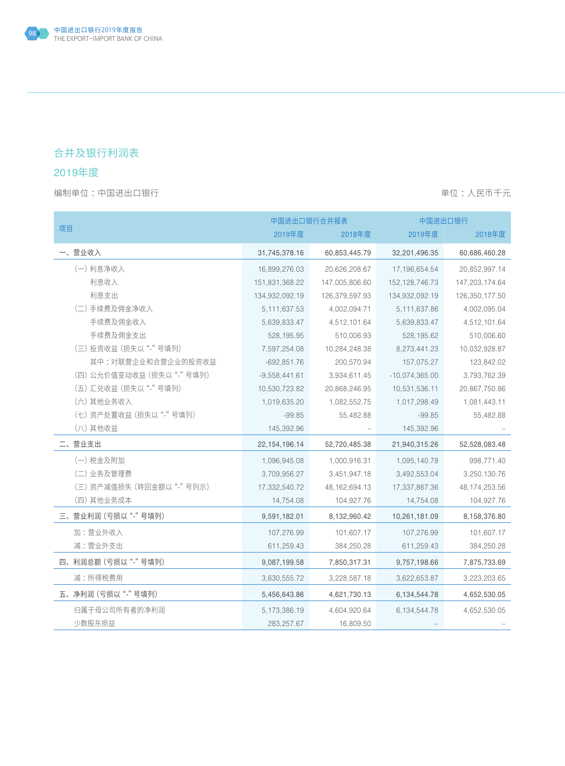## 合并及银行利润表

### 2019年度

编制单位：中国进出口银行　　　　　　　　　　　　　　　　　　　　单位：人民币千元

| 项目 | 中国进出口银行合并报表 | | 中国进出口银行 | |
|---|---|---|---|---|
| | 2019年度 | 2018年度 | 2019年度 | 2018年度 |
| 一、营业收入 | 31,745,378.16 | 60,853,445.79 | 32,201,496.35 | 60,686,460.28 |
| （一）利息净收入 | 16,899,276.03 | 20,626,208.67 | 17,196,654.54 | 20,852,997.14 |
| 利息收入 | 151,831,368.22 | 147,005,806.60 | 152,128,746.73 | 147,203,174.64 |
| 利息支出 | 134,932,092.19 | 126,379,597.93 | 134,932,092.19 | 126,350,177.50 |
| （二）手续费及佣金净收入 | 5,111,637.53 | 4,002,094.71 | 5,111,637.86 | 4,002,095.04 |
| 手续费及佣金收入 | 5,639,833.47 | 4,512,101.64 | 5,639,833.47 | 4,512,101.64 |
| 手续费及佣金支出 | 528,195.95 | 510,006.93 | 528,195.62 | 510,006.60 |
| （三）投资收益（损失以“-”号填列） | 7,597,254.08 | 10,284,248.38 | 8,273,441.23 | 10,032,928.87 |
| 其中：对联营企业和合营企业的投资收益 | -692,851.76 | 200,570.94 | 157,075.27 | 123,842.02 |
| （四）公允价值变动收益（损失以“-”号填列） | -9,558,441.61 | 3,934,611.45 | -10,074,365.00 | 3,793,762.39 |
| （五）汇兑收益（损失以“-”号填列） | 10,530,723.82 | 20,868,246.95 | 10,531,536.11 | 20,867,750.86 |
| （六）其他业务收入 | 1,019,635.20 | 1,082,552.75 | 1,017,298.49 | 1,081,443.11 |
| （七）资产处置收益（损失以“-”号填列） | -99.85 | 55,482.88 | -99.85 | 55,482.88 |
| （八）其他收益 | 145,392.96 | – | 145,392.96 | – |
| 二、营业支出 | 22,154,196.14 | 52,720,485.38 | 21,940,315.26 | 52,528,083.48 |
| （一）税金及附加 | 1,096,945.08 | 1,000,916.31 | 1,095,140.78 | 998,771.40 |
| （二）业务及管理费 | 3,709,956.27 | 3,451,947.18 | 3,492,553.04 | 3,250,130.76 |
| （三）资产减值损失（转回金额以“-”号列示） | 17,332,540.72 | 48,162,694.13 | 17,337,867.36 | 48,174,253.56 |
| （四）其他业务成本 | 14,754.08 | 104,927.76 | 14,754.08 | 104,927.76 |
| 三、营业利润（亏损以“-”号填列） | 9,591,182.01 | 8,132,960.42 | 10,261,181.09 | 8,158,376.80 |
| 加：营业外收入 | 107,276.99 | 101,607.17 | 107,276.99 | 101,607.17 |
| 减：营业外支出 | 611,259.43 | 384,250.28 | 611,259.43 | 384,250.28 |
| 四、利润总额（亏损以“-”号填列） | 9,087,199.58 | 7,850,317.31 | 9,757,198.66 | 7,875,733.69 |
| 减：所得税费用 | 3,630,555.72 | 3,228,587.18 | 3,622,653.87 | 3,223,203.65 |
| 五、净利润（亏损以“-”号填列） | 5,456,643.86 | 4,621,730.13 | 6,134,544.78 | 4,652,530.05 |
| 归属于母公司所有者的净利润 | 5,173,386.19 | 4,604,920.64 | 6,134,544.78 | 4,652,530.05 |
| 少数股东损益 | 283,257.67 | 16,809.50 | – | – |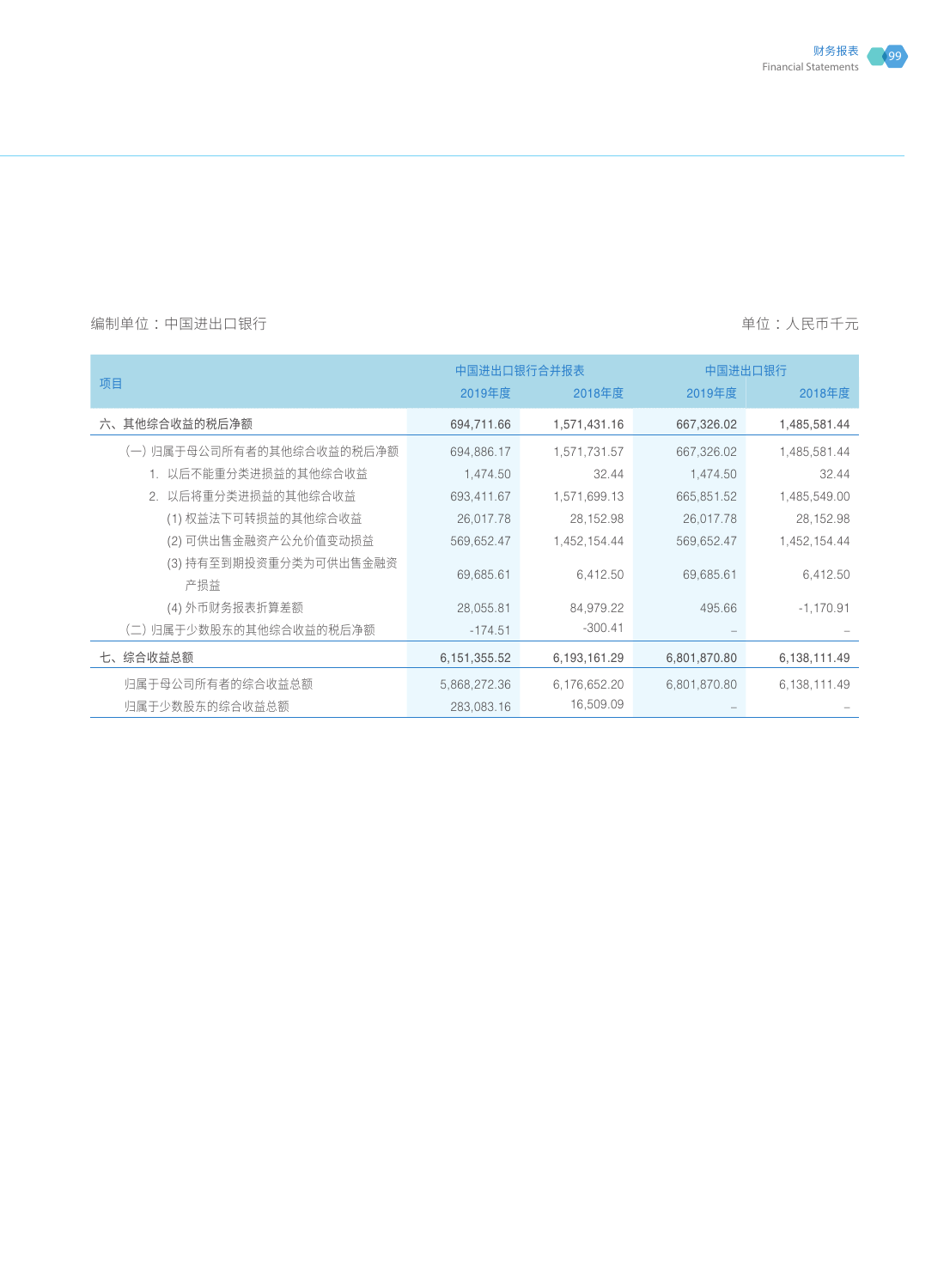编制单位：中国进出口银行　　　　　　　　　　　　　　　　　　　　单位：人民币千元

| 项目 | 中国进出口银行合并报表 | | 中国进出口银行 | |
|---|---|---|---|---|
| | 2019年度 | 2018年度 | 2019年度 | 2018年度 |
| 六、其他综合收益的税后净额 | 694,711.66 | 1,571,431.16 | 667,326.02 | 1,485,581.44 |
| (一) 归属于母公司所有者的其他综合收益的税后净额 | 694,886.17 | 1,571,731.57 | 667,326.02 | 1,485,581.44 |
| 1. 以后不能重分类进损益的其他综合收益 | 1,474.50 | 32.44 | 1,474.50 | 32.44 |
| 2. 以后将重分类进损益的其他综合收益 | 693,411.67 | 1,571,699.13 | 665,851.52 | 1,485,549.00 |
| (1) 权益法下可转损益的其他综合收益 | 26,017.78 | 28,152.98 | 26,017.78 | 28,152.98 |
| (2) 可供出售金融资产公允价值变动损益 | 569,652.47 | 1,452,154.44 | 569,652.47 | 1,452,154.44 |
| (3) 持有至到期投资重分类为可供出售金融资产损益 | 69,685.61 | 6,412.50 | 69,685.61 | 6,412.50 |
| (4) 外币财务报表折算差额 | 28,055.81 | 84,979.22 | 495.66 | -1,170.91 |
| (二) 归属于少数股东的其他综合收益的税后净额 | -174.51 | -300.41 | – | – |
| 七、综合收益总额 | 6,151,355.52 | 6,193,161.29 | 6,801,870.80 | 6,138,111.49 |
| 归属于母公司所有者的综合收益总额 | 5,868,272.36 | 6,176,652.20 | 6,801,870.80 | 6,138,111.49 |
| 归属于少数股东的综合收益总额 | 283,083.16 | 16,509.09 | – | – |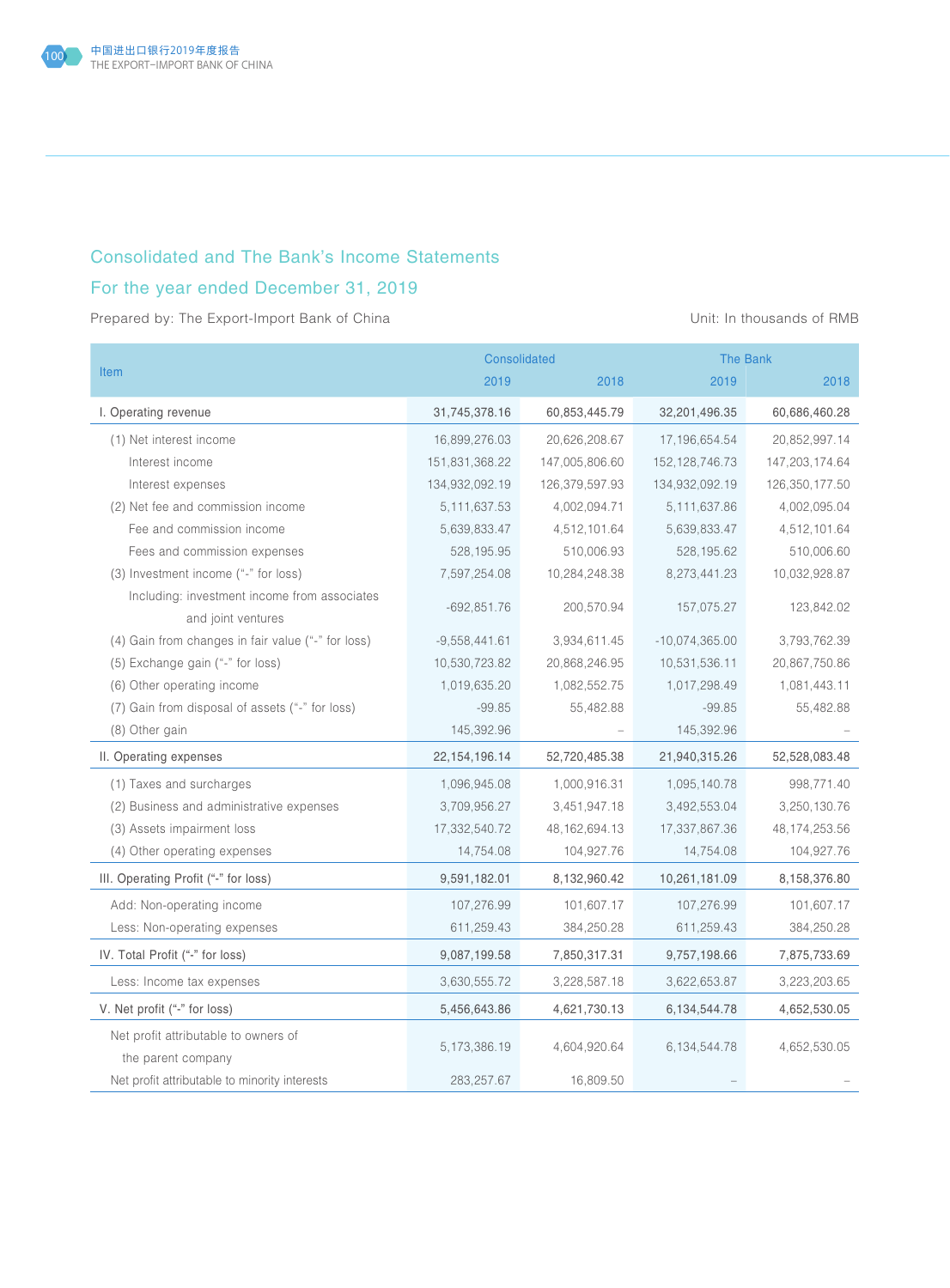## Consolidated and The Bank's Income Statements

## For the year ended December 31, 2019

Prepared by: The Export-Import Bank of China

Unit: In thousands of RMB

| Item | Consolidated | | The Bank | |
|---|---|---|---|---|
| | 2019 | 2018 | 2019 | 2018 |
| **I. Operating revenue** | **31,745,378.16** | **60,853,445.79** | **32,201,496.35** | **60,686,460.28** |
| (1) Net interest income | 16,899,276.03 | 20,626,208.67 | 17,196,654.54 | 20,852,997.14 |
| Interest income | 151,831,368.22 | 147,005,806.60 | 152,128,746.73 | 147,203,174.64 |
| Interest expenses | 134,932,092.19 | 126,379,597.93 | 134,932,092.19 | 126,350,177.50 |
| (2) Net fee and commission income | 5,111,637.53 | 4,002,094.71 | 5,111,637.86 | 4,002,095.04 |
| Fee and commission income | 5,639,833.47 | 4,512,101.64 | 5,639,833.47 | 4,512,101.64 |
| Fees and commission expenses | 528,195.95 | 510,006.93 | 528,195.62 | 510,006.60 |
| (3) Investment income ("-" for loss) | 7,597,254.08 | 10,284,248.38 | 8,273,441.23 | 10,032,928.87 |
| Including: investment income from associates and joint ventures | -692,851.76 | 200,570.94 | 157,075.27 | 123,842.02 |
| (4) Gain from changes in fair value ("-" for loss) | -9,558,441.61 | 3,934,611.45 | -10,074,365.00 | 3,793,762.39 |
| (5) Exchange gain ("-" for loss) | 10,530,723.82 | 20,868,246.95 | 10,531,536.11 | 20,867,750.86 |
| (6) Other operating income | 1,019,635.20 | 1,082,552.75 | 1,017,298.49 | 1,081,443.11 |
| (7) Gain from disposal of assets ("-" for loss) | -99.85 | 55,482.88 | -99.85 | 55,482.88 |
| (8) Other gain | 145,392.96 | – | 145,392.96 | – |
| **II. Operating expenses** | **22,154,196.14** | **52,720,485.38** | **21,940,315.26** | **52,528,083.48** |
| (1) Taxes and surcharges | 1,096,945.08 | 1,000,916.31 | 1,095,140.78 | 998,771.40 |
| (2) Business and administrative expenses | 3,709,956.27 | 3,451,947.18 | 3,492,553.04 | 3,250,130.76 |
| (3) Assets impairment loss | 17,332,540.72 | 48,162,694.13 | 17,337,867.36 | 48,174,253.56 |
| (4) Other operating expenses | 14,754.08 | 104,927.76 | 14,754.08 | 104,927.76 |
| **III. Operating Profit ("-" for loss)** | **9,591,182.01** | **8,132,960.42** | **10,261,181.09** | **8,158,376.80** |
| Add: Non-operating income | 107,276.99 | 101,607.17 | 107,276.99 | 101,607.17 |
| Less: Non-operating expenses | 611,259.43 | 384,250.28 | 611,259.43 | 384,250.28 |
| **IV. Total Profit ("-" for loss)** | **9,087,199.58** | **7,850,317.31** | **9,757,198.66** | **7,875,733.69** |
| Less: Income tax expenses | 3,630,555.72 | 3,228,587.18 | 3,622,653.87 | 3,223,203.65 |
| **V. Net profit ("-" for loss)** | **5,456,643.86** | **4,621,730.13** | **6,134,544.78** | **4,652,530.05** |
| Net profit attributable to owners of the parent company | 5,173,386.19 | 4,604,920.64 | 6,134,544.78 | 4,652,530.05 |
| Net profit attributable to minority interests | 283,257.67 | 16,809.50 | – | – |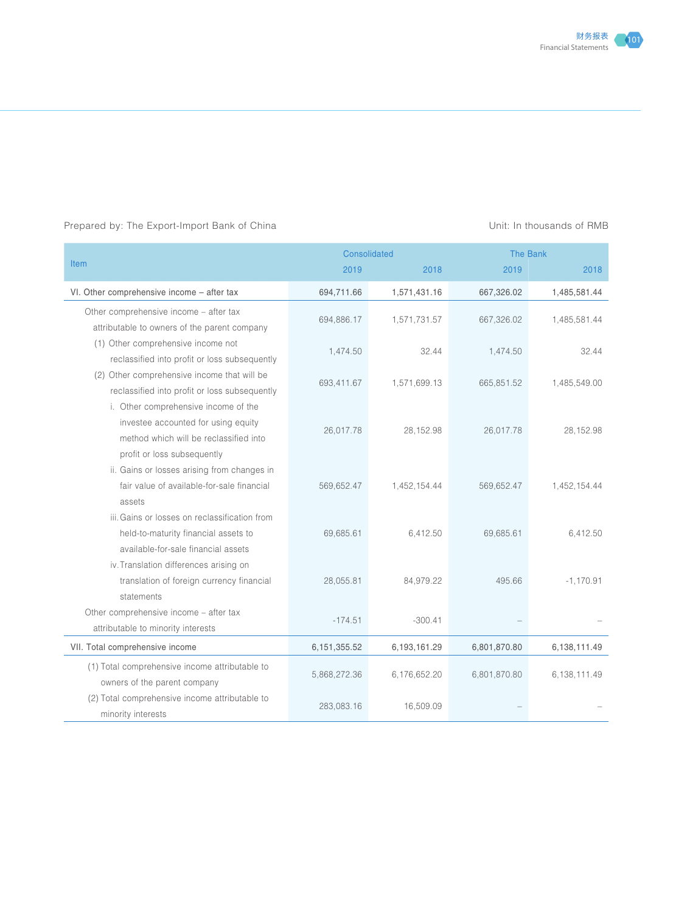Prepared by: The Export-Import Bank of China

Unit: In thousands of RMB

| Item | Consolidated | | The Bank | |
|---|---|---|---|---|
| | 2019 | 2018 | 2019 | 2018 |
| VI. Other comprehensive income – after tax | 694,711.66 | 1,571,431.16 | 667,326.02 | 1,485,581.44 |
| Other comprehensive income – after tax attributable to owners of the parent company | 694,886.17 | 1,571,731.57 | 667,326.02 | 1,485,581.44 |
| (1) Other comprehensive income not reclassified into profit or loss subsequently | 1,474.50 | 32.44 | 1,474.50 | 32.44 |
| (2) Other comprehensive income that will be reclassified into profit or loss subsequently | 693,411.67 | 1,571,699.13 | 665,851.52 | 1,485,549.00 |
| i. Other comprehensive income of the investee accounted for using equity method which will be reclassified into profit or loss subsequently | 26,017.78 | 28,152.98 | 26,017.78 | 28,152.98 |
| ii. Gains or losses arising from changes in fair value of available-for-sale financial assets | 569,652.47 | 1,452,154.44 | 569,652.47 | 1,452,154.44 |
| iii. Gains or losses on reclassification from held-to-maturity financial assets to available-for-sale financial assets | 69,685.61 | 6,412.50 | 69,685.61 | 6,412.50 |
| iv. Translation differences arising on translation of foreign currency financial statements | 28,055.81 | 84,979.22 | 495.66 | -1,170.91 |
| Other comprehensive income – after tax attributable to minority interests | -174.51 | -300.41 | – | – |
| VII. Total comprehensive income | 6,151,355.52 | 6,193,161.29 | 6,801,870.80 | 6,138,111.49 |
| (1) Total comprehensive income attributable to owners of the parent company | 5,868,272.36 | 6,176,652.20 | 6,801,870.80 | 6,138,111.49 |
| (2) Total comprehensive income attributable to minority interests | 283,083.16 | 16,509.09 | – | – |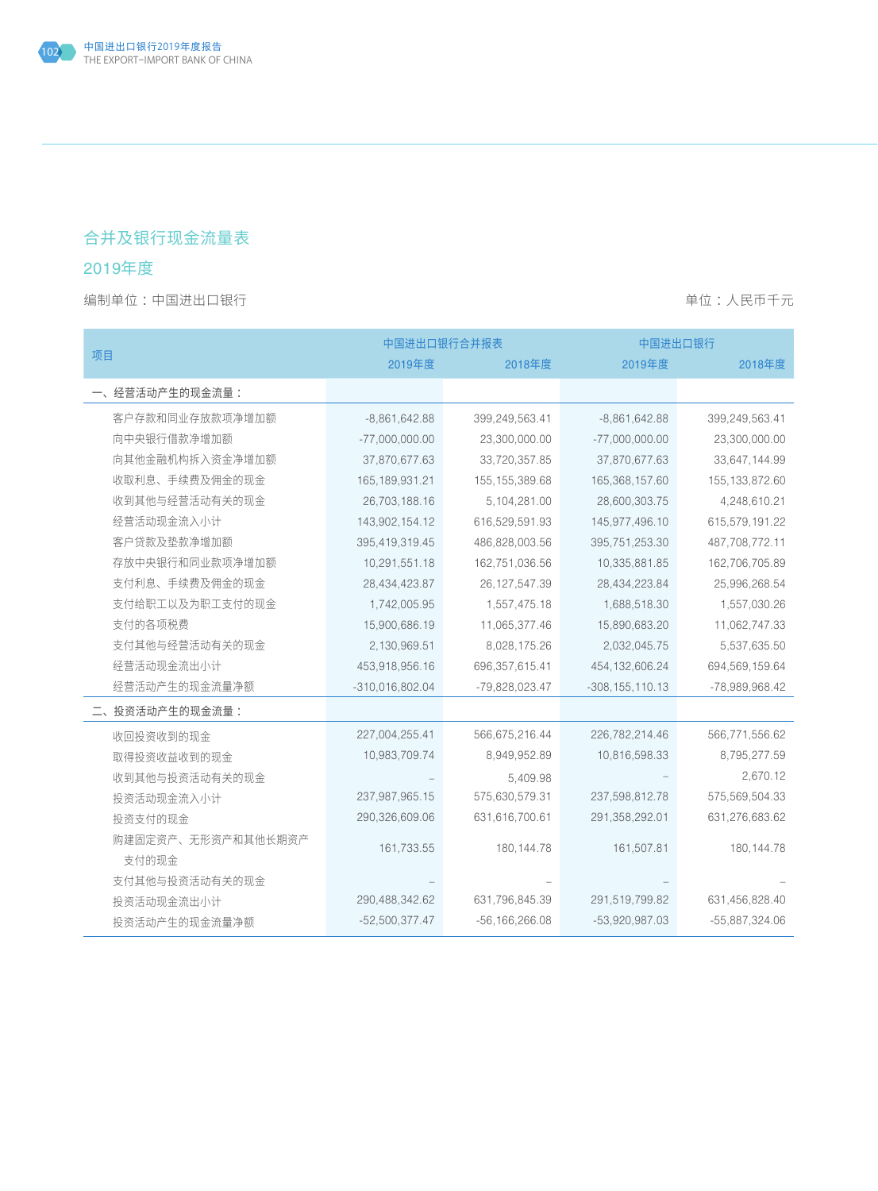## 合并及银行现金流量表

## 2019年度

编制单位：中国进出口银行　　　　　　　　　　　　　　　　单位：人民币千元

| 项目 | 中国进出口银行合并报表 | | 中国进出口银行 | |
|---|---|---|---|---|
| | 2019年度 | 2018年度 | 2019年度 | 2018年度 |
| 一、经营活动产生的现金流量： | | | | |
| 客户存款和同业存放款项净增加额 | -8,861,642.88 | 399,249,563.41 | -8,861,642.88 | 399,249,563.41 |
| 向中央银行借款净增加额 | -77,000,000.00 | 23,300,000.00 | -77,000,000.00 | 23,300,000.00 |
| 向其他金融机构拆入资金净增加额 | 37,870,677.63 | 33,720,357.85 | 37,870,677.63 | 33,647,144.99 |
| 收取利息、手续费及佣金的现金 | 165,189,931.21 | 155,155,389.68 | 165,368,157.60 | 155,133,872.60 |
| 收到其他与经营活动有关的现金 | 26,703,188.16 | 5,104,281.00 | 28,600,303.75 | 4,248,610.21 |
| 经营活动现金流入小计 | 143,902,154.12 | 616,529,591.93 | 145,977,496.10 | 615,579,191.22 |
| 客户贷款及垫款净增加额 | 395,419,319.45 | 486,828,003.56 | 395,751,253.30 | 487,708,772.11 |
| 存放中央银行和同业款项净增加额 | 10,291,551.18 | 162,751,036.56 | 10,335,881.85 | 162,706,705.89 |
| 支付利息、手续费及佣金的现金 | 28,434,423.87 | 26,127,547.39 | 28,434,223.84 | 25,996,268.54 |
| 支付给职工以及为职工支付的现金 | 1,742,005.95 | 1,557,475.18 | 1,688,518.30 | 1,557,030.26 |
| 支付的各项税费 | 15,900,686.19 | 11,065,377.46 | 15,890,683.20 | 11,062,747.33 |
| 支付其他与经营活动有关的现金 | 2,130,969.51 | 8,028,175.26 | 2,032,045.75 | 5,537,635.50 |
| 经营活动现金流出小计 | 453,918,956.16 | 696,357,615.41 | 454,132,606.24 | 694,569,159.64 |
| 经营活动产生的现金流量净额 | -310,016,802.04 | -79,828,023.47 | -308,155,110.13 | -78,989,968.42 |
| 二、投资活动产生的现金流量： | | | | |
| 收回投资收到的现金 | 227,004,255.41 | 566,675,216.44 | 226,782,214.46 | 566,771,556.62 |
| 取得投资收益收到的现金 | 10,983,709.74 | 8,949,952.89 | 10,816,598.33 | 8,795,277.59 |
| 收到其他与投资活动有关的现金 | – | 5,409.98 | – | 2,670.12 |
| 投资活动现金流入小计 | 237,987,965.15 | 575,630,579.31 | 237,598,812.78 | 575,569,504.33 |
| 投资支付的现金 | 290,326,609.06 | 631,616,700.61 | 291,358,292.01 | 631,276,683.62 |
| 购建固定资产、无形资产和其他长期资产支付的现金 | 161,733.55 | 180,144.78 | 161,507.81 | 180,144.78 |
| 支付其他与投资活动有关的现金 | – | – | – | – |
| 投资活动现金流出小计 | 290,488,342.62 | 631,796,845.39 | 291,519,799.82 | 631,456,828.40 |
| 投资活动产生的现金流量净额 | -52,500,377.47 | -56,166,266.08 | -53,920,987.03 | -55,887,324.06 |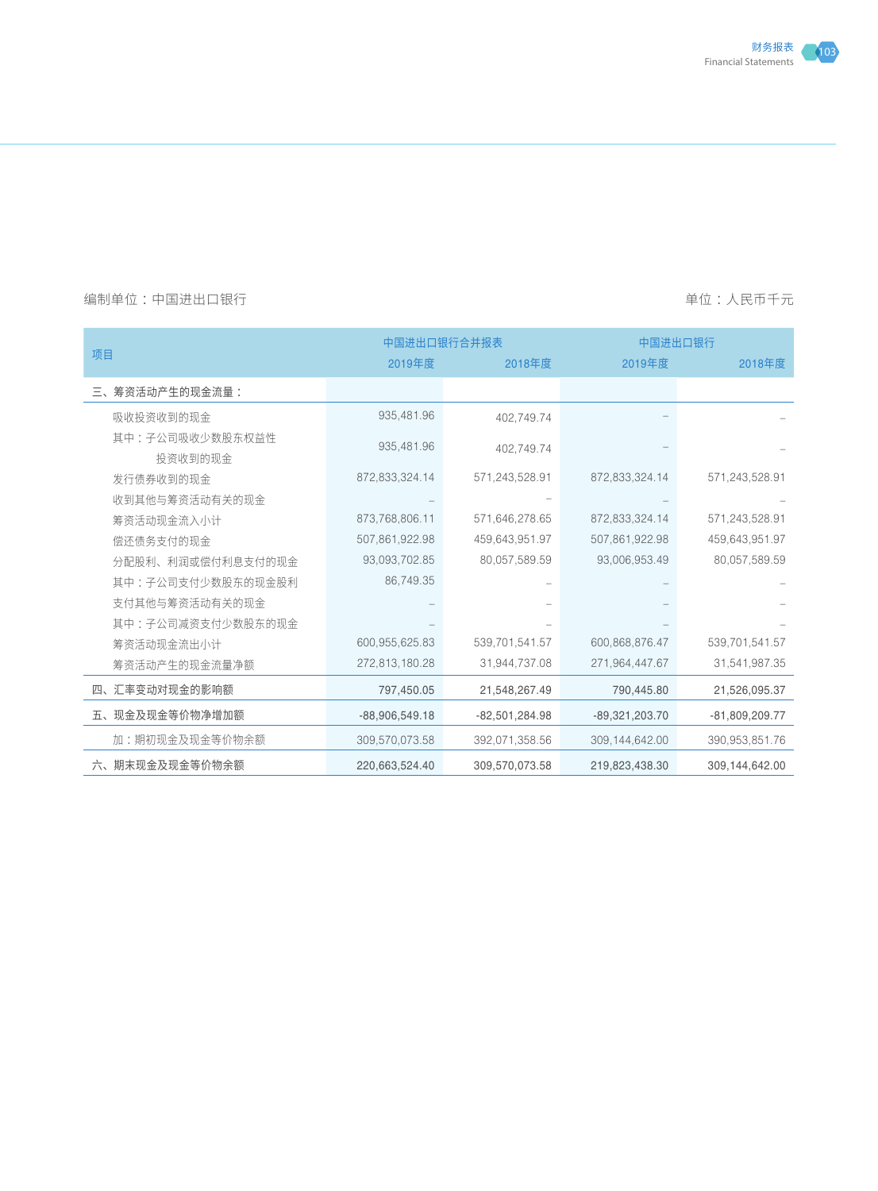编制单位：中国进出口银行

单位：人民币千元

| 项目 | 中国进出口银行合并报表 | | 中国进出口银行 | |
|---|---|---|---|---|
| | 2019年度 | 2018年度 | 2019年度 | 2018年度 |
| 三、筹资活动产生的现金流量： | | | | |
| 吸收投资收到的现金 | 935,481.96 | 402,749.74 | – | – |
| 其中：子公司吸收少数股东权益性投资收到的现金 | 935,481.96 | 402,749.74 | – | – |
| 发行债券收到的现金 | 872,833,324.14 | 571,243,528.91 | 872,833,324.14 | 571,243,528.91 |
| 收到其他与筹资活动有关的现金 | – | – | – | – |
| 筹资活动现金流入小计 | 873,768,806.11 | 571,646,278.65 | 872,833,324.14 | 571,243,528.91 |
| 偿还债务支付的现金 | 507,861,922.98 | 459,643,951.97 | 507,861,922.98 | 459,643,951.97 |
| 分配股利、利润或偿付利息支付的现金 | 93,093,702.85 | 80,057,589.59 | 93,006,953.49 | 80,057,589.59 |
| 其中：子公司支付少数股东的现金股利 | 86,749.35 | – | – | – |
| 支付其他与筹资活动有关的现金 | – | – | – | – |
| 其中：子公司减资支付少数股东的现金 | – | – | – | – |
| 筹资活动现金流出小计 | 600,955,625.83 | 539,701,541.57 | 600,868,876.47 | 539,701,541.57 |
| 筹资活动产生的现金流量净额 | 272,813,180.28 | 31,944,737.08 | 271,964,447.67 | 31,541,987.35 |
| 四、汇率变动对现金的影响额 | 797,450.05 | 21,548,267.49 | 790,445.80 | 21,526,095.37 |
| 五、现金及现金等价物净增加额 | -88,906,549.18 | -82,501,284.98 | -89,321,203.70 | -81,809,209.77 |
| 加：期初现金及现金等价物余额 | 309,570,073.58 | 392,071,358.56 | 309,144,642.00 | 390,953,851.76 |
| 六、期末现金及现金等价物余额 | 220,663,524.40 | 309,570,073.58 | 219,823,438.30 | 309,144,642.00 |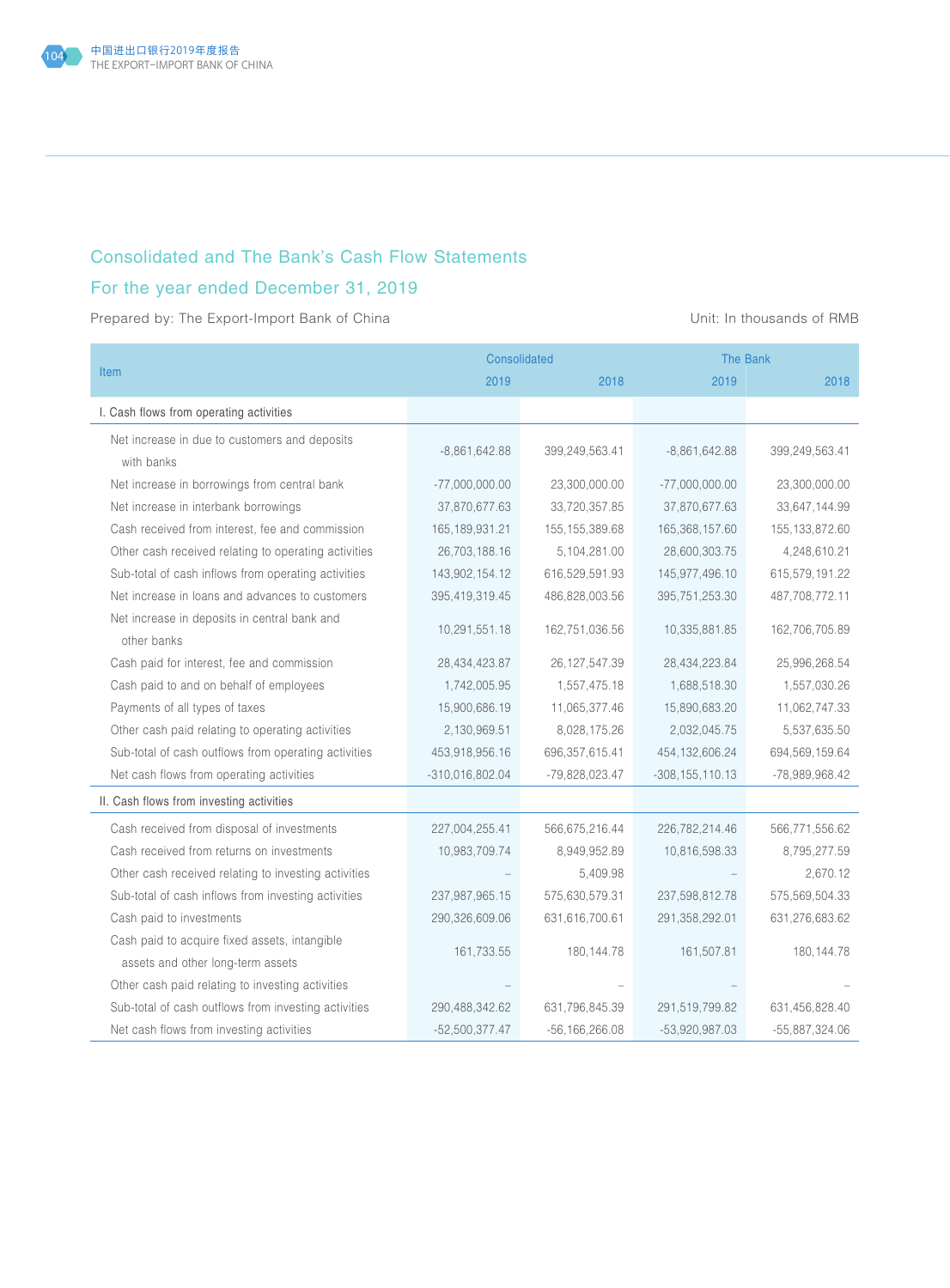## Consolidated and The Bank's Cash Flow Statements

## For the year ended December 31, 2019

Prepared by: The Export-Import Bank of China

Unit: In thousands of RMB

| Item | Consolidated | | The Bank | |
|---|---|---|---|---|
| | 2019 | 2018 | 2019 | 2018 |
| I. Cash flows from operating activities | | | | |
| Net increase in due to customers and deposits with banks | -8,861,642.88 | 399,249,563.41 | -8,861,642.88 | 399,249,563.41 |
| Net increase in borrowings from central bank | -77,000,000.00 | 23,300,000.00 | -77,000,000.00 | 23,300,000.00 |
| Net increase in interbank borrowings | 37,870,677.63 | 33,720,357.85 | 37,870,677.63 | 33,647,144.99 |
| Cash received from interest, fee and commission | 165,189,931.21 | 155,155,389.68 | 165,368,157.60 | 155,133,872.60 |
| Other cash received relating to operating activities | 26,703,188.16 | 5,104,281.00 | 28,600,303.75 | 4,248,610.21 |
| Sub-total of cash inflows from operating activities | 143,902,154.12 | 616,529,591.93 | 145,977,496.10 | 615,579,191.22 |
| Net increase in loans and advances to customers | 395,419,319.45 | 486,828,003.56 | 395,751,253.30 | 487,708,772.11 |
| Net increase in deposits in central bank and other banks | 10,291,551.18 | 162,751,036.56 | 10,335,881.85 | 162,706,705.89 |
| Cash paid for interest, fee and commission | 28,434,423.87 | 26,127,547.39 | 28,434,223.84 | 25,996,268.54 |
| Cash paid to and on behalf of employees | 1,742,005.95 | 1,557,475.18 | 1,688,518.30 | 1,557,030.26 |
| Payments of all types of taxes | 15,900,686.19 | 11,065,377.46 | 15,890,683.20 | 11,062,747.33 |
| Other cash paid relating to operating activities | 2,130,969.51 | 8,028,175.26 | 2,032,045.75 | 5,537,635.50 |
| Sub-total of cash outflows from operating activities | 453,918,956.16 | 696,357,615.41 | 454,132,606.24 | 694,569,159.64 |
| Net cash flows from operating activities | -310,016,802.04 | -79,828,023.47 | -308,155,110.13 | -78,989,968.42 |
| II. Cash flows from investing activities | | | | |
| Cash received from disposal of investments | 227,004,255.41 | 566,675,216.44 | 226,782,214.46 | 566,771,556.62 |
| Cash received from returns on investments | 10,983,709.74 | 8,949,952.89 | 10,816,598.33 | 8,795,277.59 |
| Other cash received relating to investing activities | – | 5,409.98 | – | 2,670.12 |
| Sub-total of cash inflows from investing activities | 237,987,965.15 | 575,630,579.31 | 237,598,812.78 | 575,569,504.33 |
| Cash paid to investments | 290,326,609.06 | 631,616,700.61 | 291,358,292.01 | 631,276,683.62 |
| Cash paid to acquire fixed assets, intangible assets and other long-term assets | 161,733.55 | 180,144.78 | 161,507.81 | 180,144.78 |
| Other cash paid relating to investing activities | – | – | – | – |
| Sub-total of cash outflows from investing activities | 290,488,342.62 | 631,796,845.39 | 291,519,799.82 | 631,456,828.40 |
| Net cash flows from investing activities | -52,500,377.47 | -56,166,266.08 | -53,920,987.03 | -55,887,324.06 |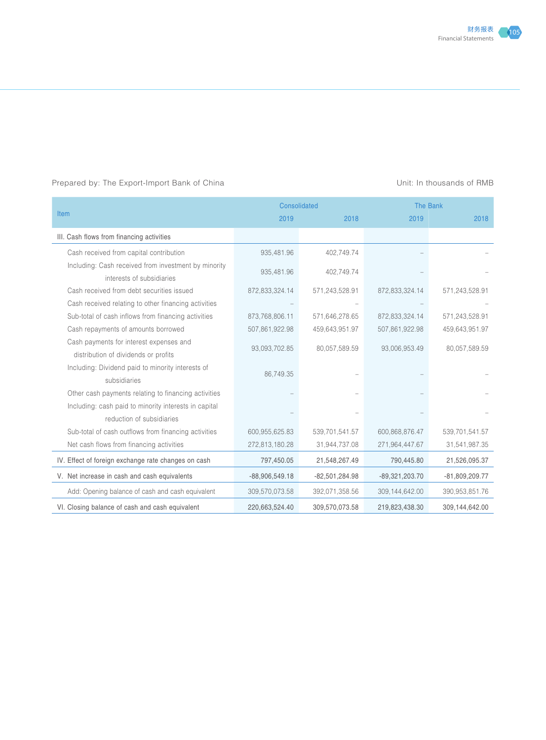Prepared by: The Export-Import Bank of China

Unit: In thousands of RMB

| Item | Consolidated | | The Bank | |
|---|---|---|---|---|
| | 2019 | 2018 | 2019 | 2018 |
| III. Cash flows from financing activities | | | | |
| Cash received from capital contribution | 935,481.96 | 402,749.74 | – | – |
| Including: Cash received from investment by minority interests of subsidiaries | 935,481.96 | 402,749.74 | – | – |
| Cash received from debt securities issued | 872,833,324.14 | 571,243,528.91 | 872,833,324.14 | 571,243,528.91 |
| Cash received relating to other financing activities | – | – | – | – |
| Sub-total of cash inflows from financing activities | 873,768,806.11 | 571,646,278.65 | 872,833,324.14 | 571,243,528.91 |
| Cash repayments of amounts borrowed | 507,861,922.98 | 459,643,951.97 | 507,861,922.98 | 459,643,951.97 |
| Cash payments for interest expenses and distribution of dividends or profits | 93,093,702.85 | 80,057,589.59 | 93,006,953.49 | 80,057,589.59 |
| Including: Dividend paid to minority interests of subsidiaries | 86,749.35 | – | – | – |
| Other cash payments relating to financing activities | – | – | – | – |
| Including: cash paid to minority interests in capital reduction of subsidiaries | – | – | – | – |
| Sub-total of cash outflows from financing activities | 600,955,625.83 | 539,701,541.57 | 600,868,876.47 | 539,701,541.57 |
| Net cash flows from financing activities | 272,813,180.28 | 31,944,737.08 | 271,964,447.67 | 31,541,987.35 |
| IV. Effect of foreign exchange rate changes on cash | 797,450.05 | 21,548,267.49 | 790,445.80 | 21,526,095.37 |
| V. Net increase in cash and cash equivalents | -88,906,549.18 | -82,501,284.98 | -89,321,203.70 | -81,809,209.77 |
| Add: Opening balance of cash and cash equivalent | 309,570,073.58 | 392,071,358.56 | 309,144,642.00 | 390,953,851.76 |
| VI. Closing balance of cash and cash equivalent | 220,663,524.40 | 309,570,073.58 | 219,823,438.30 | 309,144,642.00 |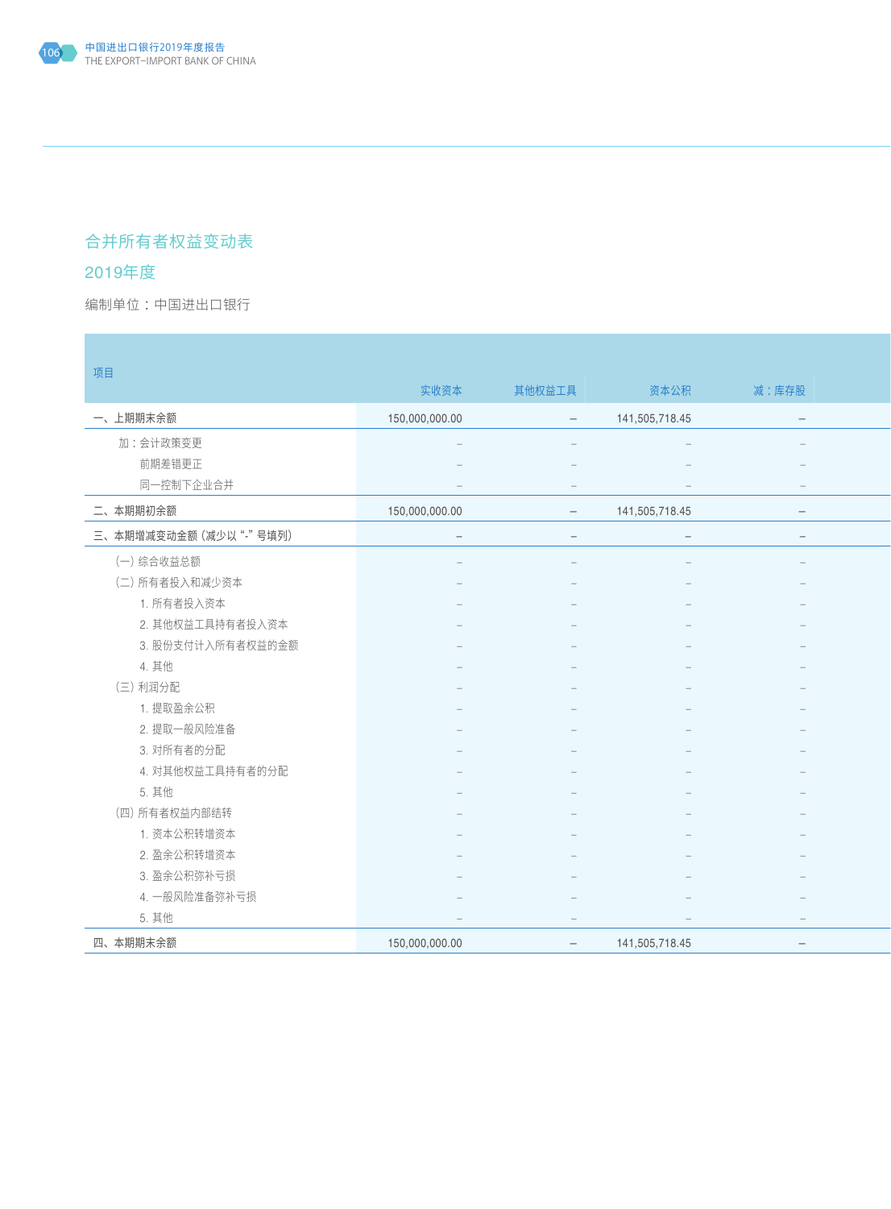## 合并所有者权益变动表

### 2019年度

编制单位：中国进出口银行

| 项目 | 实收资本 | 其他权益工具 | 资本公积 | 减：库存股 |
|---|---|---|---|---|
| 一、上期期末余额 | 150,000,000.00 | – | 141,505,718.45 | – |
| 加：会计政策变更 | – | – | – | – |
| 前期差错更正 | – | – | – | – |
| 同一控制下企业合并 | – | – | – | – |
| 二、本期期初余额 | 150,000,000.00 | – | 141,505,718.45 | – |
| 三、本期增减变动金额（减少以“-”号填列） | – | – | – | – |
| （一）综合收益总额 | – | – | – | – |
| （二）所有者投入和减少资本 | – | – | – | – |
| 1. 所有者投入资本 | – | – | – | – |
| 2. 其他权益工具持有者投入资本 | – | – | – | – |
| 3. 股份支付计入所有者权益的金额 | – | – | – | – |
| 4. 其他 | – | – | – | – |
| （三）利润分配 | – | – | – | – |
| 1. 提取盈余公积 | – | – | – | – |
| 2. 提取一般风险准备 | – | – | – | – |
| 3. 对所有者的分配 | – | – | – | – |
| 4. 对其他权益工具持有者的分配 | – | – | – | – |
| 5. 其他 | – | – | – | – |
| （四）所有者权益内部结转 | – | – | – | – |
| 1. 资本公积转增资本 | – | – | – | – |
| 2. 盈余公积转增资本 | – | – | – | – |
| 3. 盈余公积弥补亏损 | – | – | – | – |
| 4. 一般风险准备弥补亏损 | – | – | – | – |
| 5. 其他 | – | – | – | – |
| 四、本期期末余额 | 150,000,000.00 | – | 141,505,718.45 | – |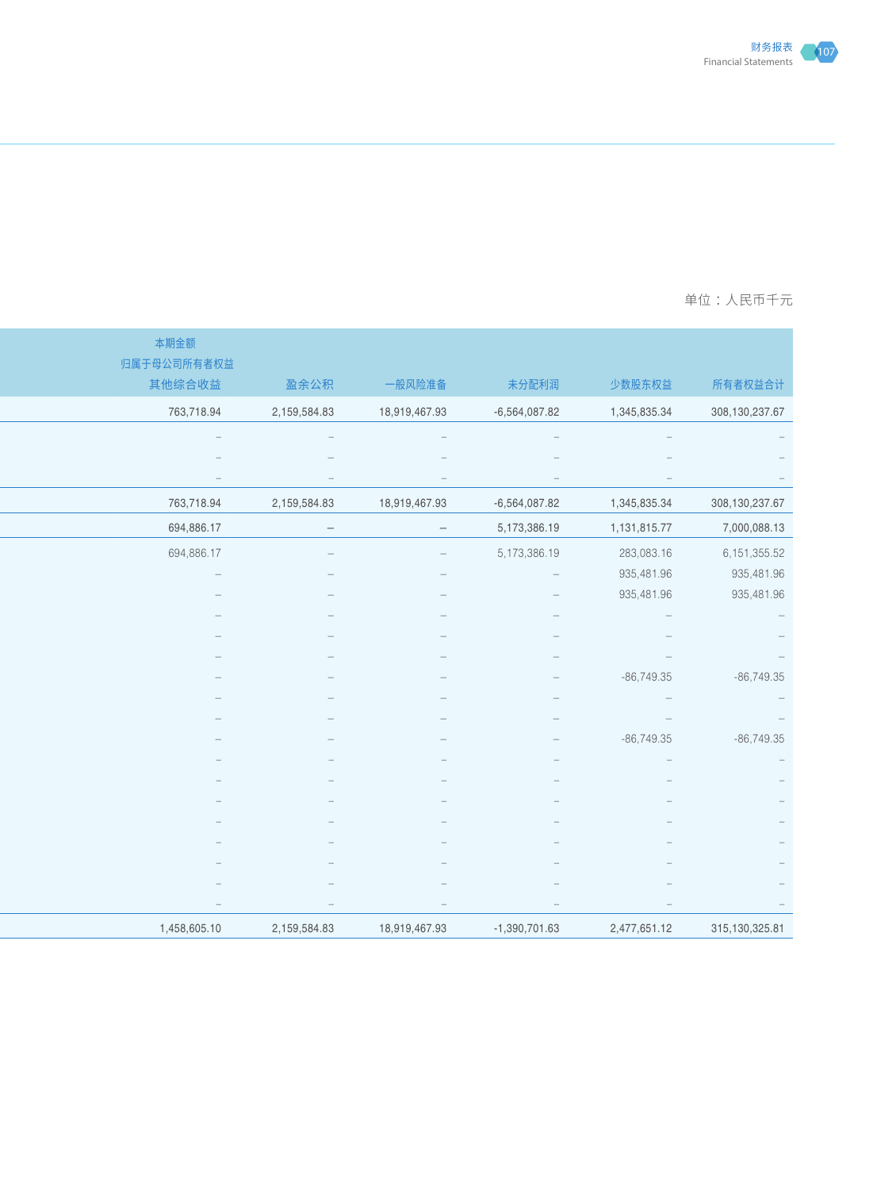单位：人民币千元

| 本期金额<br>归属于母公司所有者权益<br>其他综合收益 | 盈余公积 | 一般风险准备 | 未分配利润 | 少数股东权益 | 所有者权益合计 |
|---|---|---|---|---|---|
| 763,718.94 | 2,159,584.83 | 18,919,467.93 | -6,564,087.82 | 1,345,835.34 | 308,130,237.67 |
| – | – | – | – | – | – |
| – | – | – | – | – | – |
| – | – | – | – | – | – |
| 763,718.94 | 2,159,584.83 | 18,919,467.93 | -6,564,087.82 | 1,345,835.34 | 308,130,237.67 |
| 694,886.17 | – | – | 5,173,386.19 | 1,131,815.77 | 7,000,088.13 |
| 694,886.17 | – | – | 5,173,386.19 | 283,083.16 | 6,151,355.52 |
| – | – | – | – | 935,481.96 | 935,481.96 |
| – | – | – | – | 935,481.96 | 935,481.96 |
| – | – | – | – | – | – |
| – | – | – | – | – | – |
| – | – | – | – | – | – |
| – | – | – | – | -86,749.35 | -86,749.35 |
| – | – | – | – | – | – |
| – | – | – | – | – | – |
| – | – | – | – | -86,749.35 | -86,749.35 |
| – | – | – | – | – | – |
| – | – | – | – | – | – |
| – | – | – | – | – | – |
| – | – | – | – | – | – |
| – | – | – | – | – | – |
| – | – | – | – | – | – |
| – | – | – | – | – | – |
| – | – | – | – | – | – |
| 1,458,605.10 | 2,159,584.83 | 18,919,467.93 | -1,390,701.63 | 2,477,651.12 | 315,130,325.81 |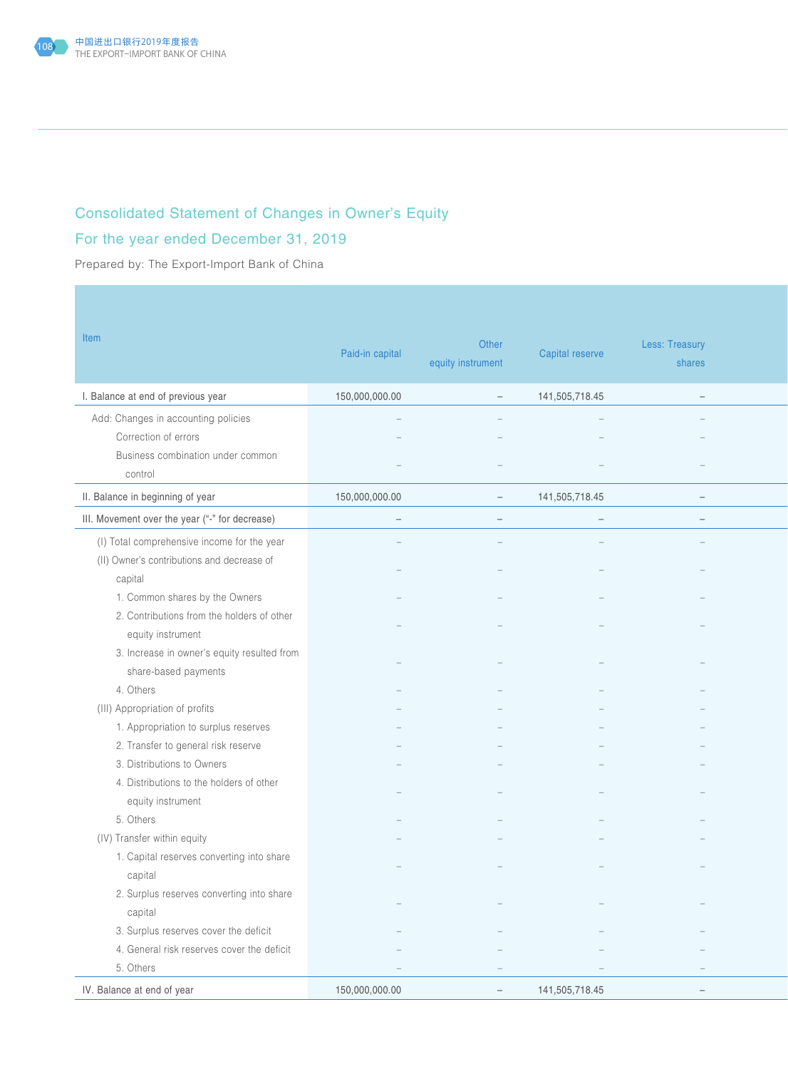## Consolidated Statement of Changes in Owner's Equity

## For the year ended December 31, 2019

Prepared by: The Export-Import Bank of China

| Item | Paid-in capital | Other equity instrument | Capital reserve | Less: Treasury shares |
|---|---|---|---|---|
| I. Balance at end of previous year | 150,000,000.00 | – | 141,505,718.45 | – |
| Add: Changes in accounting policies | – | – | – | – |
| Correction of errors | – | – | – | – |
| Business combination under common control | – | – | – | – |
| II. Balance in beginning of year | 150,000,000.00 | – | 141,505,718.45 | – |
| III. Movement over the year ("-" for decrease) | – | – | – | – |
| (I) Total comprehensive income for the year | – | – | – | – |
| (II) Owner's contributions and decrease of capital | – | – | – | – |
| 1. Common shares by the Owners | – | – | – | – |
| 2. Contributions from the holders of other equity instrument | – | – | – | – |
| 3. Increase in owner's equity resulted from share-based payments | – | – | – | – |
| 4. Others | – | – | – | – |
| (III) Appropriation of profits | – | – | – | – |
| 1. Appropriation to surplus reserves | – | – | – | – |
| 2. Transfer to general risk reserve | – | – | – | – |
| 3. Distributions to Owners | – | – | – | – |
| 4. Distributions to the holders of other equity instrument | – | – | – | – |
| 5. Others | – | – | – | – |
| (IV) Transfer within equity | – | – | – | – |
| 1. Capital reserves converting into share capital | – | – | – | – |
| 2. Surplus reserves converting into share capital | – | – | – | – |
| 3. Surplus reserves cover the deficit | – | – | – | – |
| 4. General risk reserves cover the deficit | – | – | – | – |
| 5. Others | – | – | – | – |
| IV. Balance at end of year | 150,000,000.00 | – | 141,505,718.45 | – |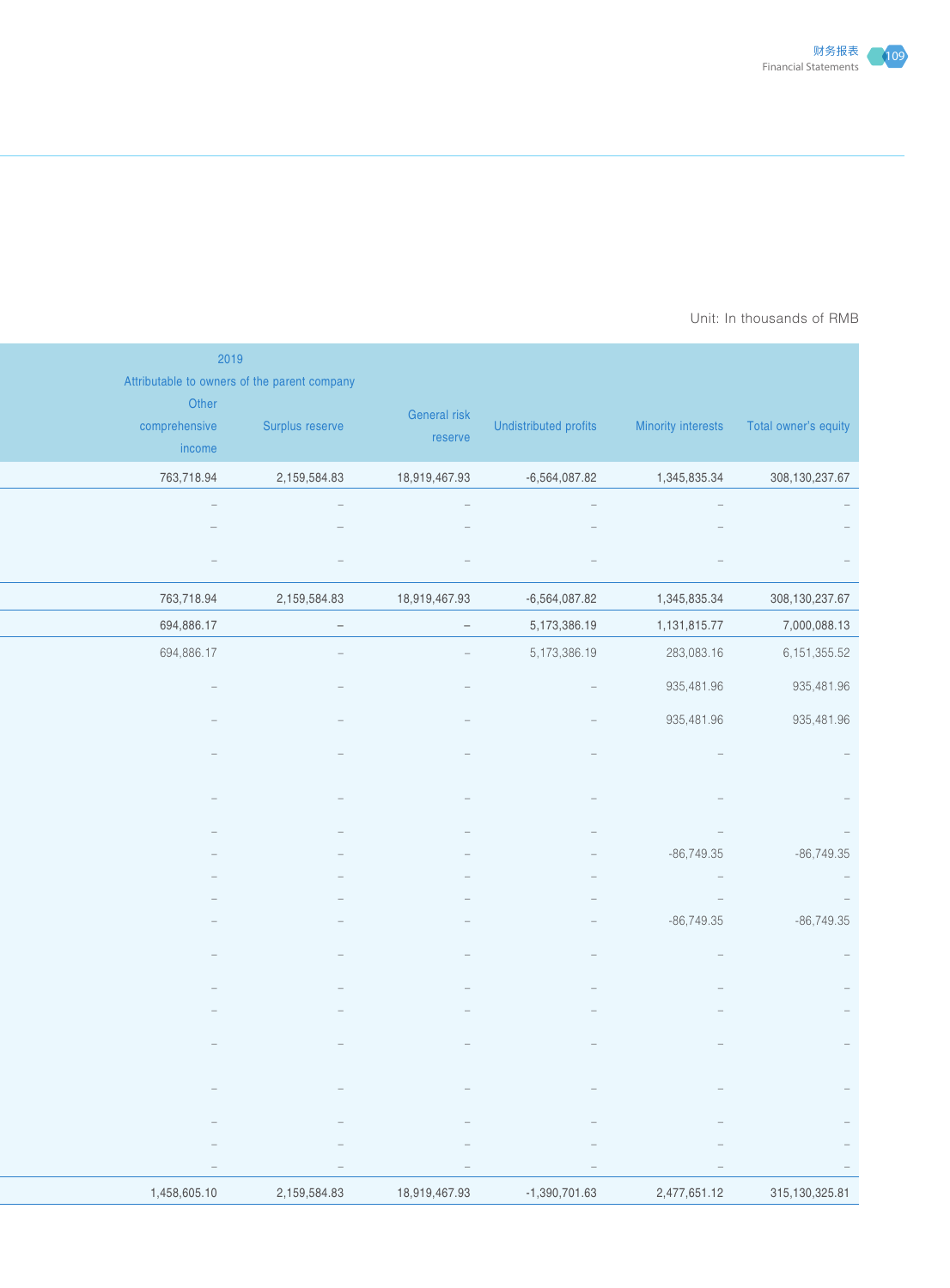Unit: In thousands of RMB

| 2019 Attributable to owners of the parent company | | | | | |
|---|---|---|---|---|---|
| Other comprehensive income | Surplus reserve | General risk reserve | Undistributed profits | Minority interests | Total owner's equity |
| 763,718.94 | 2,159,584.83 | 18,919,467.93 | -6,564,087.82 | 1,345,835.34 | 308,130,237.67 |
| – | – | – | – | – | – |
| – | – | – | – | – | – |
| – | – | – | – | – | – |
| 763,718.94 | 2,159,584.83 | 18,919,467.93 | -6,564,087.82 | 1,345,835.34 | 308,130,237.67 |
| 694,886.17 | – | – | 5,173,386.19 | 1,131,815.77 | 7,000,088.13 |
| 694,886.17 | – | – | 5,173,386.19 | 283,083.16 | 6,151,355.52 |
| – | – | – | – | 935,481.96 | 935,481.96 |
| – | – | – | – | 935,481.96 | 935,481.96 |
| – | – | – | – | – | – |
| – | – | – | – | – | – |
| – | – | – | – | – | – |
| – | – | – | – | -86,749.35 | -86,749.35 |
| – | – | – | – | – | – |
| – | – | – | – | – | – |
| – | – | – | – | -86,749.35 | -86,749.35 |
| – | – | – | – | – | – |
| – | – | – | – | – | – |
| – | – | – | – | – | – |
| – | – | – | – | – | – |
| – | – | – | – | – | – |
| – | – | – | – | – | – |
| – | – | – | – | – | – |
| – | – | – | – | – | – |
| 1,458,605.10 | 2,159,584.83 | 18,919,467.93 | -1,390,701.63 | 2,477,651.12 | 315,130,325.81 |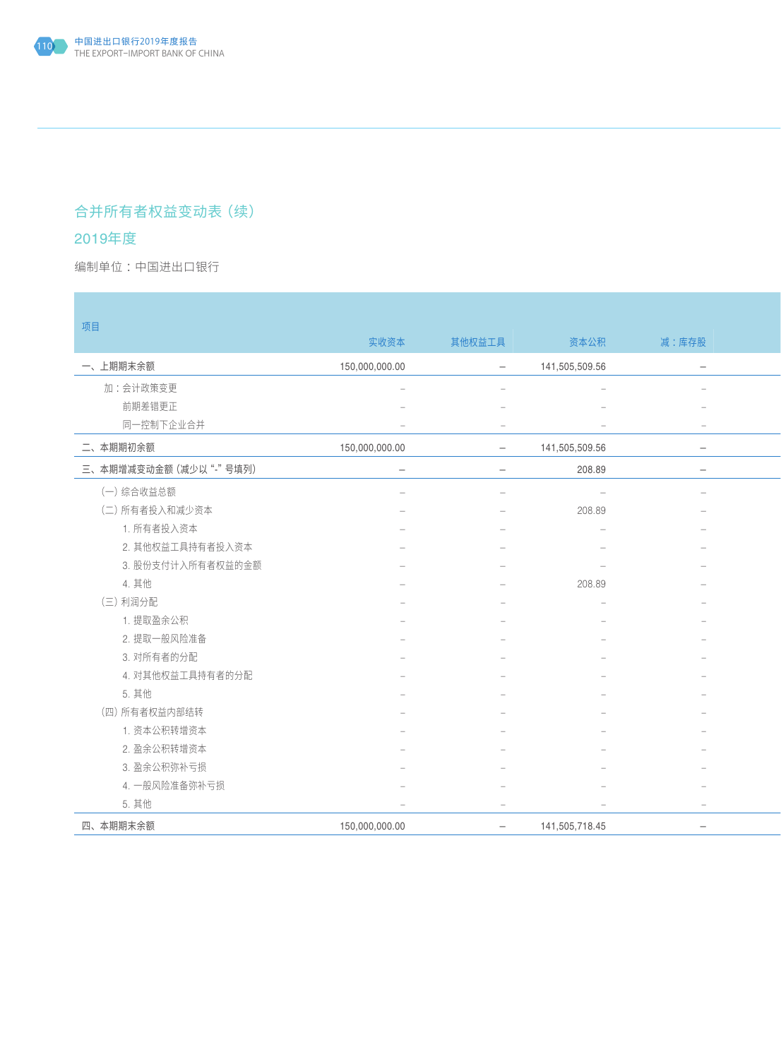## 合并所有者权益变动表（续）

## 2019年度

编制单位：中国进出口银行

| 项目 | 实收资本 | 其他权益工具 | 资本公积 | 减：库存股 |
|---|---|---|---|---|
| 一、上期期末余额 | 150,000,000.00 | – | 141,505,509.56 | – |
| 加：会计政策变更 | – | – | – | – |
| 前期差错更正 | – | – | – | – |
| 同一控制下企业合并 | – | – | – | – |
| 二、本期期初余额 | 150,000,000.00 | – | 141,505,509.56 | – |
| 三、本期增减变动金额（减少以"-"号填列） | – | – | 208.89 | – |
| （一）综合收益总额 | – | – | – | – |
| （二）所有者投入和减少资本 | – | – | 208.89 | – |
| 1. 所有者投入资本 | – | – | – | – |
| 2. 其他权益工具持有者投入资本 | – | – | – | – |
| 3. 股份支付计入所有者权益的金额 | – | – | – | – |
| 4. 其他 | – | – | 208.89 | – |
| （三）利润分配 | – | – | – | – |
| 1. 提取盈余公积 | – | – | – | – |
| 2. 提取一般风险准备 | – | – | – | – |
| 3. 对所有者的分配 | – | – | – | – |
| 4. 对其他权益工具持有者的分配 | – | – | – | – |
| 5. 其他 | – | – | – | – |
| （四）所有者权益内部结转 | – | – | – | – |
| 1. 资本公积转增资本 | – | – | – | – |
| 2. 盈余公积转增资本 | – | – | – | – |
| 3. 盈余公积弥补亏损 | – | – | – | – |
| 4. 一般风险准备弥补亏损 | – | – | – | – |
| 5. 其他 | – | – | – | – |
| 四、本期期末余额 | 150,000,000.00 | – | 141,505,718.45 | – |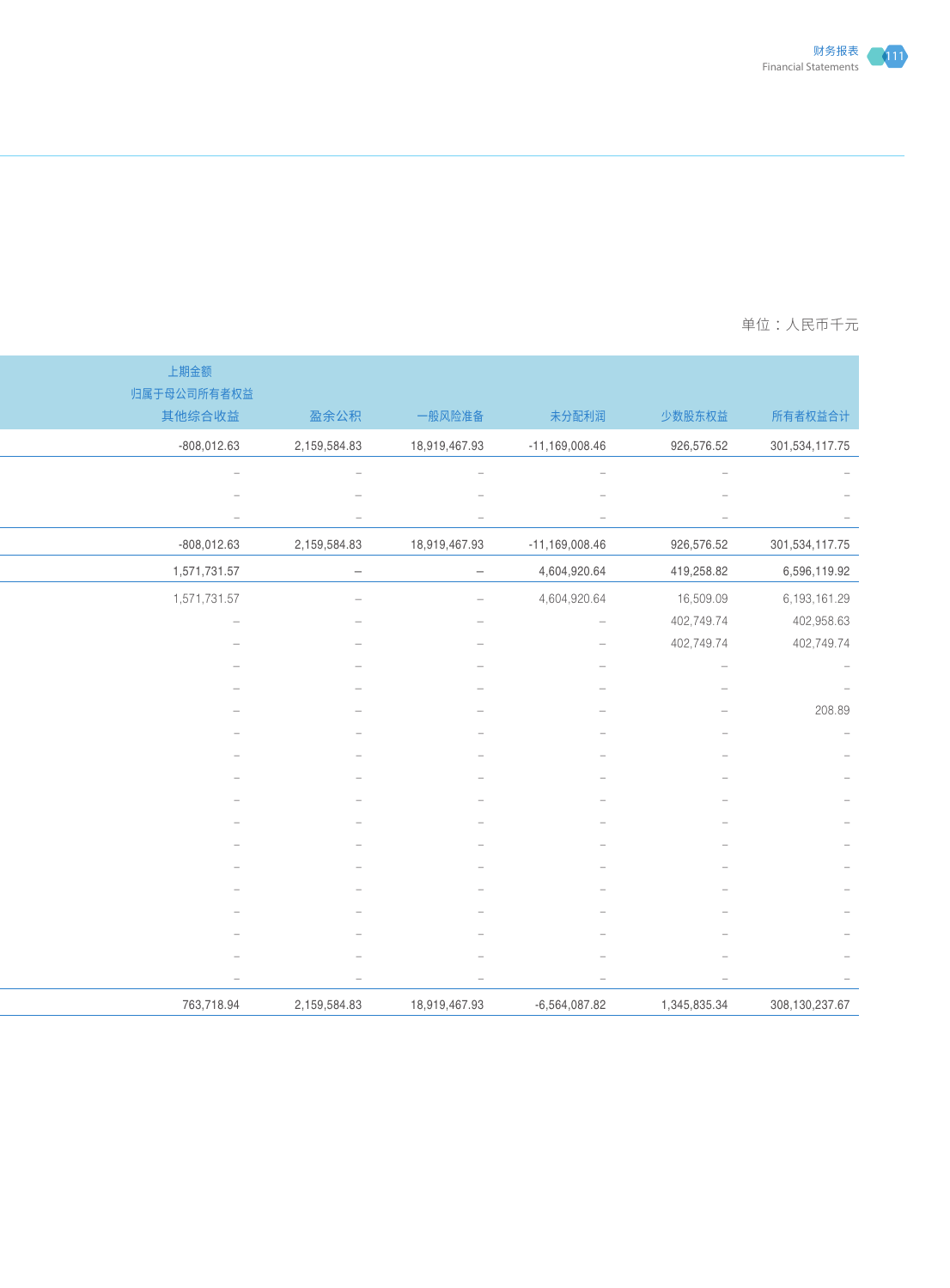单位：人民币千元

| 上期金额<br>归属于母公司所有者权益<br>其他综合收益 | 盈余公积 | 一般风险准备 | 未分配利润 | 少数股东权益 | 所有者权益合计 |
|---|---|---|---|---|---|
| -808,012.63 | 2,159,584.83 | 18,919,467.93 | -11,169,008.46 | 926,576.52 | 301,534,117.75 |
| – | – | – | – | – | – |
| – | – | – | – | – | – |
| – | – | – | – | – | – |
| -808,012.63 | 2,159,584.83 | 18,919,467.93 | -11,169,008.46 | 926,576.52 | 301,534,117.75 |
| 1,571,731.57 | – | – | 4,604,920.64 | 419,258.82 | 6,596,119.92 |
| 1,571,731.57 | – | – | 4,604,920.64 | 16,509.09 | 6,193,161.29 |
| – | – | – | – | 402,749.74 | 402,958.63 |
| – | – | – | – | 402,749.74 | 402,749.74 |
| – | – | – | – | – | – |
| – | – | – | – | – | – |
| – | – | – | – | – | 208.89 |
| – | – | – | – | – | – |
| – | – | – | – | – | – |
| – | – | – | – | – | – |
| – | – | – | – | – | – |
| – | – | – | – | – | – |
| – | – | – | – | – | – |
| – | – | – | – | – | – |
| – | – | – | – | – | – |
| – | – | – | – | – | – |
| – | – | – | – | – | – |
| – | – | – | – | – | – |
| – | – | – | – | – | – |
| 763,718.94 | 2,159,584.83 | 18,919,467.93 | -6,564,087.82 | 1,345,835.34 | 308,130,237.67 |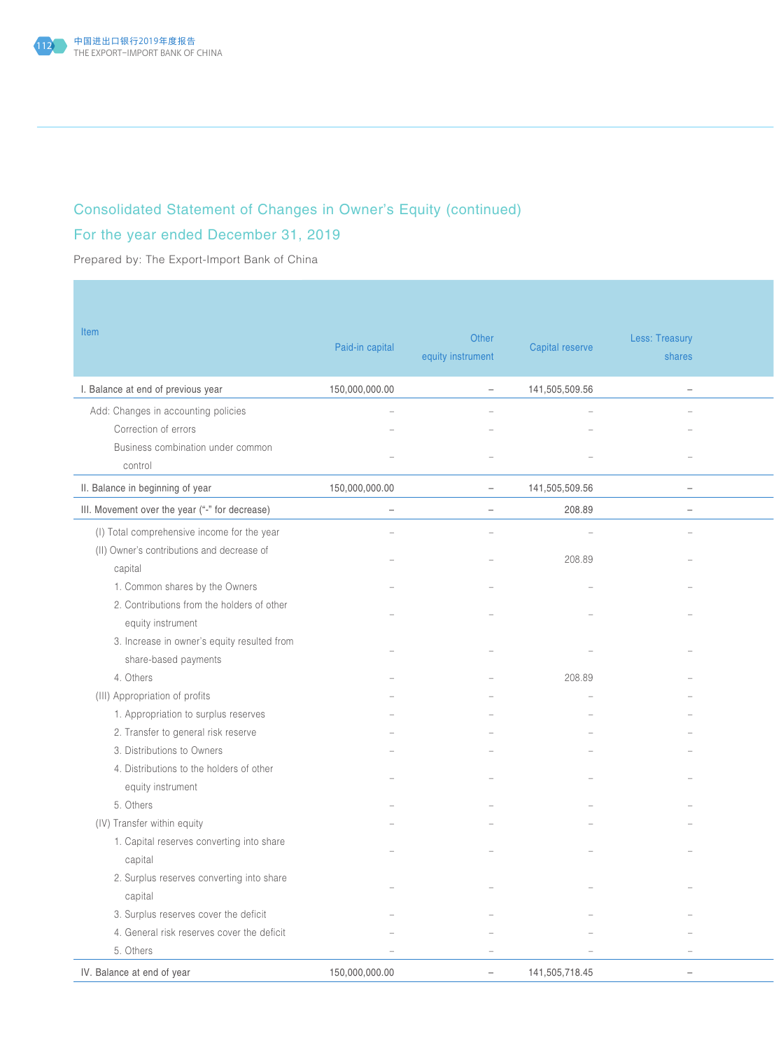## Consolidated Statement of Changes in Owner's Equity (continued)

## For the year ended December 31, 2019

Prepared by: The Export-Import Bank of China

| Item | Paid-in capital | Other equity instrument | Capital reserve | Less: Treasury shares |
|---|---|---|---|---|
| I. Balance at end of previous year | 150,000,000.00 | – | 141,505,509.56 | – |
| Add: Changes in accounting policies | – | – | – | – |
| Correction of errors | – | – | – | – |
| Business combination under common control | – | – | – | – |
| II. Balance in beginning of year | 150,000,000.00 | – | 141,505,509.56 | – |
| III. Movement over the year ("-" for decrease) | – | – | 208.89 | – |
| (I) Total comprehensive income for the year | – | – | – | – |
| (II) Owner's contributions and decrease of capital | – | – | 208.89 | – |
| 1. Common shares by the Owners | – | – | – | – |
| 2. Contributions from the holders of other equity instrument | – | – | – | – |
| 3. Increase in owner's equity resulted from share-based payments | – | – | – | – |
| 4. Others | – | – | 208.89 | – |
| (III) Appropriation of profits | – | – | – | – |
| 1. Appropriation to surplus reserves | – | – | – | – |
| 2. Transfer to general risk reserve | – | – | – | – |
| 3. Distributions to Owners | – | – | – | – |
| 4. Distributions to the holders of other equity instrument | – | – | – | – |
| 5. Others | – | – | – | – |
| (IV) Transfer within equity | – | – | – | – |
| 1. Capital reserves converting into share capital | – | – | – | – |
| 2. Surplus reserves converting into share capital | – | – | – | – |
| 3. Surplus reserves cover the deficit | – | – | – | – |
| 4. General risk reserves cover the deficit | – | – | – | – |
| 5. Others | – | – | – | – |
| IV. Balance at end of year | 150,000,000.00 | – | 141,505,718.45 | – |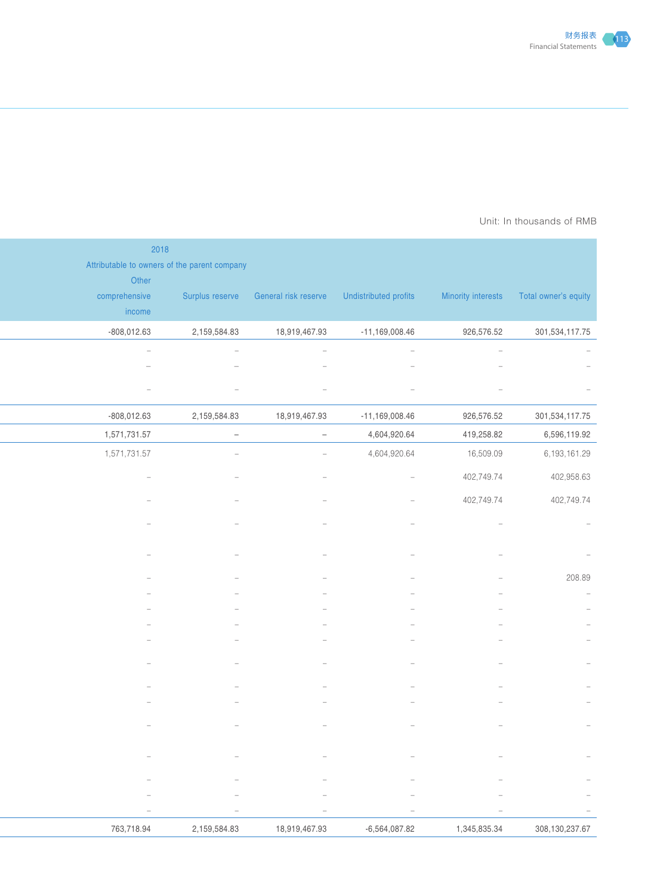Unit: In thousands of RMB

| 2018 | | | | | |
|---|---|---|---|---|---|
| Attributable to owners of the parent company | | | | | |
| Other comprehensive income | Surplus reserve | General risk reserve | Undistributed profits | Minority interests | Total owner's equity |
| -808,012.63 | 2,159,584.83 | 18,919,467.93 | -11,169,008.46 | 926,576.52 | 301,534,117.75 |
| – | – | – | – | – | – |
| – | – | – | – | – | – |
| – | – | – | – | – | – |
| -808,012.63 | 2,159,584.83 | 18,919,467.93 | -11,169,008.46 | 926,576.52 | 301,534,117.75 |
| 1,571,731.57 | – | – | 4,604,920.64 | 419,258.82 | 6,596,119.92 |
| 1,571,731.57 | – | – | 4,604,920.64 | 16,509.09 | 6,193,161.29 |
| – | – | – | – | 402,749.74 | 402,958.63 |
| – | – | – | – | 402,749.74 | 402,749.74 |
| – | – | – | – | – | – |
| – | – | – | – | – | – |
| – | – | – | – | – | 208.89 |
| – | – | – | – | – | – |
| – | – | – | – | – | – |
| – | – | – | – | – | – |
| – | – | – | – | – | – |
| – | – | – | – | – | – |
| – | – | – | – | – | – |
| – | – | – | – | – | – |
| – | – | – | – | – | – |
| – | – | – | – | – | – |
| – | – | – | – | – | – |
| – | – | – | – | – | – |
| – | – | – | – | – | – |
| 763,718.94 | 2,159,584.83 | 18,919,467.93 | -6,564,087.82 | 1,345,835.34 | 308,130,237.67 |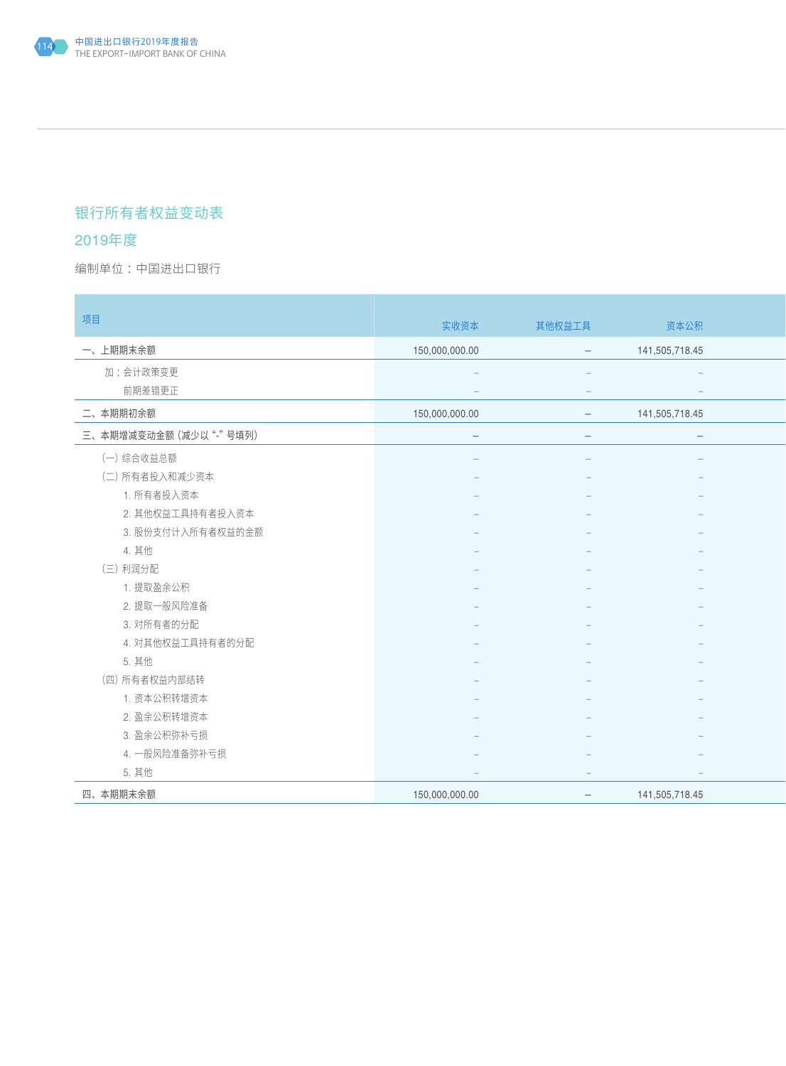## 银行所有者权益变动表

## 2019年度

编制单位：中国进出口银行

| 项目 | 实收资本 | 其他权益工具 | 资本公积 |
|---|---|---|---|
| 一、上期期末余额 | 150,000,000.00 | – | 141,505,718.45 |
| 加：会计政策变更 | – | – | – |
| 前期差错更正 | – | – | – |
| 二、本期期初余额 | 150,000,000.00 | – | 141,505,718.45 |
| 三、本期增减变动金额（减少以“-”号填列） | – | – | – |
| （一）综合收益总额 | – | – | – |
| （二）所有者投入和减少资本 | – | – | – |
| 1. 所有者投入资本 | – | – | – |
| 2. 其他权益工具持有者投入资本 | – | – | – |
| 3. 股份支付计入所有者权益的金额 | – | – | – |
| 4. 其他 | – | – | – |
| （三）利润分配 | – | – | – |
| 1. 提取盈余公积 | – | – | – |
| 2. 提取一般风险准备 | – | – | – |
| 3. 对所有者的分配 | – | – | – |
| 4. 对其他权益工具持有者的分配 | – | – | – |
| 5. 其他 | – | – | – |
| （四）所有者权益内部结转 | – | – | – |
| 1. 资本公积转增资本 | – | – | – |
| 2. 盈余公积转增资本 | – | – | – |
| 3. 盈余公积弥补亏损 | – | – | – |
| 4. 一般风险准备弥补亏损 | – | – | – |
| 5. 其他 | – | – | – |
| 四、本期期末余额 | 150,000,000.00 | – | 141,505,718.45 |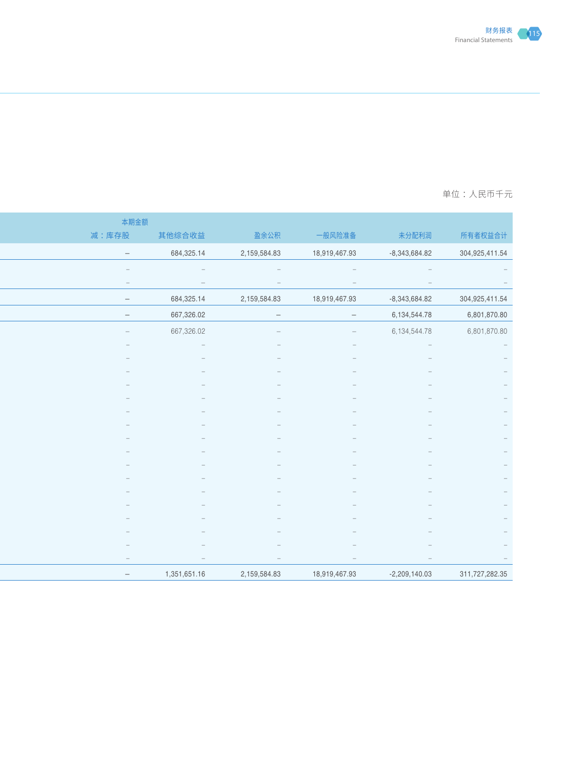单位：人民币千元

| 本期金额 | | | | | |
|---|---|---|---|---|---|
| 减：库存股 | 其他综合收益 | 盈余公积 | 一般风险准备 | 未分配利润 | 所有者权益合计 |
| – | 684,325.14 | 2,159,584.83 | 18,919,467.93 | -8,343,684.82 | 304,925,411.54 |
| – | – | – | – | – | – |
| – | – | – | – | – | – |
| – | 684,325.14 | 2,159,584.83 | 18,919,467.93 | -8,343,684.82 | 304,925,411.54 |
| – | 667,326.02 | – | – | 6,134,544.78 | 6,801,870.80 |
| – | 667,326.02 | – | – | 6,134,544.78 | 6,801,870.80 |
| – | – | – | – | – | – |
| – | – | – | – | – | – |
| – | – | – | – | – | – |
| – | – | – | – | – | – |
| – | – | – | – | – | – |
| – | – | – | – | – | – |
| – | – | – | – | – | – |
| – | – | – | – | – | – |
| – | – | – | – | – | – |
| – | – | – | – | – | – |
| – | – | – | – | – | – |
| – | – | – | – | – | – |
| – | – | – | – | – | – |
| – | – | – | – | – | – |
| – | – | – | – | – | – |
| – | – | – | – | – | – |
| – | 1,351,651.16 | 2,159,584.83 | 18,919,467.93 | -2,209,140.03 | 311,727,282.35 |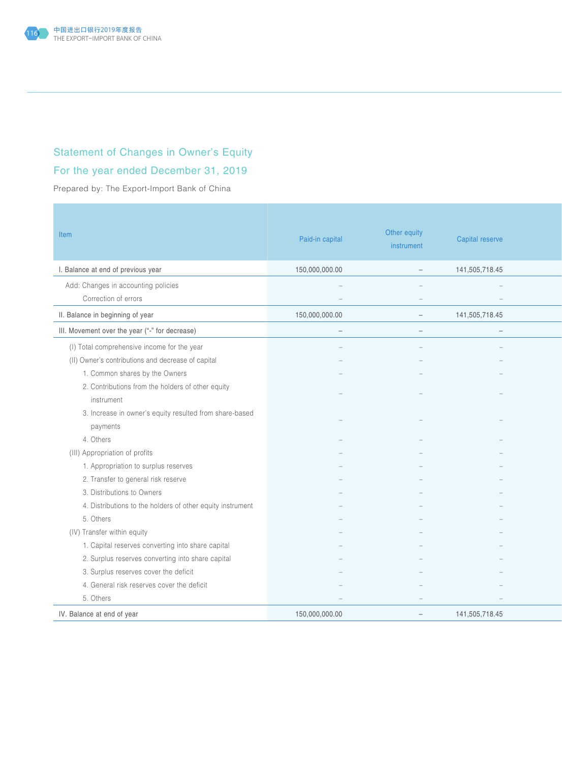## Statement of Changes in Owner's Equity

## For the year ended December 31, 2019

Prepared by: The Export-Import Bank of China

| Item | Paid-in capital | Other equity instrument | Capital reserve |
|---|---|---|---|
| I. Balance at end of previous year | 150,000,000.00 | – | 141,505,718.45 |
| Add: Changes in accounting policies | – | – | – |
| Correction of errors | – | – | – |
| II. Balance in beginning of year | 150,000,000.00 | – | 141,505,718.45 |
| III. Movement over the year ("-" for decrease) | – | – | – |
| (I) Total comprehensive income for the year | – | – | – |
| (II) Owner's contributions and decrease of capital | – | – | – |
| 1. Common shares by the Owners | – | – | – |
| 2. Contributions from the holders of other equity instrument | – | – | – |
| 3. Increase in owner's equity resulted from share-based payments | – | – | – |
| 4. Others | – | – | – |
| (III) Appropriation of profits | – | – | – |
| 1. Appropriation to surplus reserves | – | – | – |
| 2. Transfer to general risk reserve | – | – | – |
| 3. Distributions to Owners | – | – | – |
| 4. Distributions to the holders of other equity instrument | – | – | – |
| 5. Others | – | – | – |
| (IV) Transfer within equity | – | – | – |
| 1. Capital reserves converting into share capital | – | – | – |
| 2. Surplus reserves converting into share capital | – | – | – |
| 3. Surplus reserves cover the deficit | – | – | – |
| 4. General risk reserves cover the deficit | – | – | – |
| 5. Others | – | – | – |
| IV. Balance at end of year | 150,000,000.00 | – | 141,505,718.45 |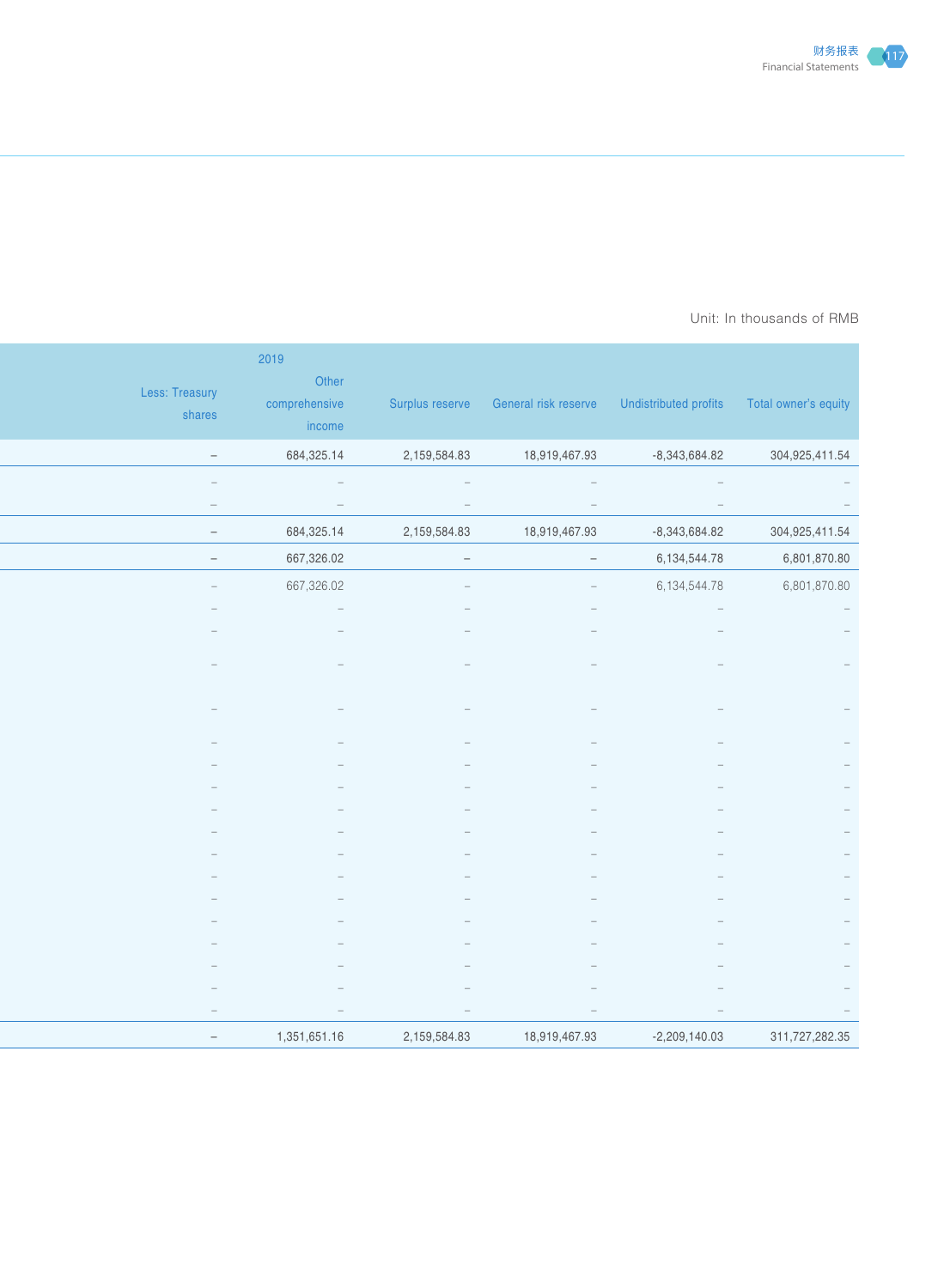Unit: In thousands of RMB

| 2019 | | | | | |
|---|---|---|---|---|---|
| Less: Treasury shares | Other comprehensive income | Surplus reserve | General risk reserve | Undistributed profits | Total owner's equity |
| – | 684,325.14 | 2,159,584.83 | 18,919,467.93 | -8,343,684.82 | 304,925,411.54 |
| – | – | – | – | – | – |
| – | – | – | – | – | – |
| – | 684,325.14 | 2,159,584.83 | 18,919,467.93 | -8,343,684.82 | 304,925,411.54 |
| – | 667,326.02 | – | – | 6,134,544.78 | 6,801,870.80 |
| – | 667,326.02 | – | – | 6,134,544.78 | 6,801,870.80 |
| – | – | – | – | – | – |
| – | – | – | – | – | – |
| – | – | – | – | – | – |
| – | – | – | – | – | – |
| – | – | – | – | – | – |
| – | – | – | – | – | – |
| – | – | – | – | – | – |
| – | – | – | – | – | – |
| – | – | – | – | – | – |
| – | – | – | – | – | – |
| – | – | – | – | – | – |
| – | – | – | – | – | – |
| – | – | – | – | – | – |
| – | – | – | – | – | – |
| – | – | – | – | – | – |
| – | – | – | – | – | – |
| – | – | – | – | – | – |
| – | 1,351,651.16 | 2,159,584.83 | 18,919,467.93 | -2,209,140.03 | 311,727,282.35 |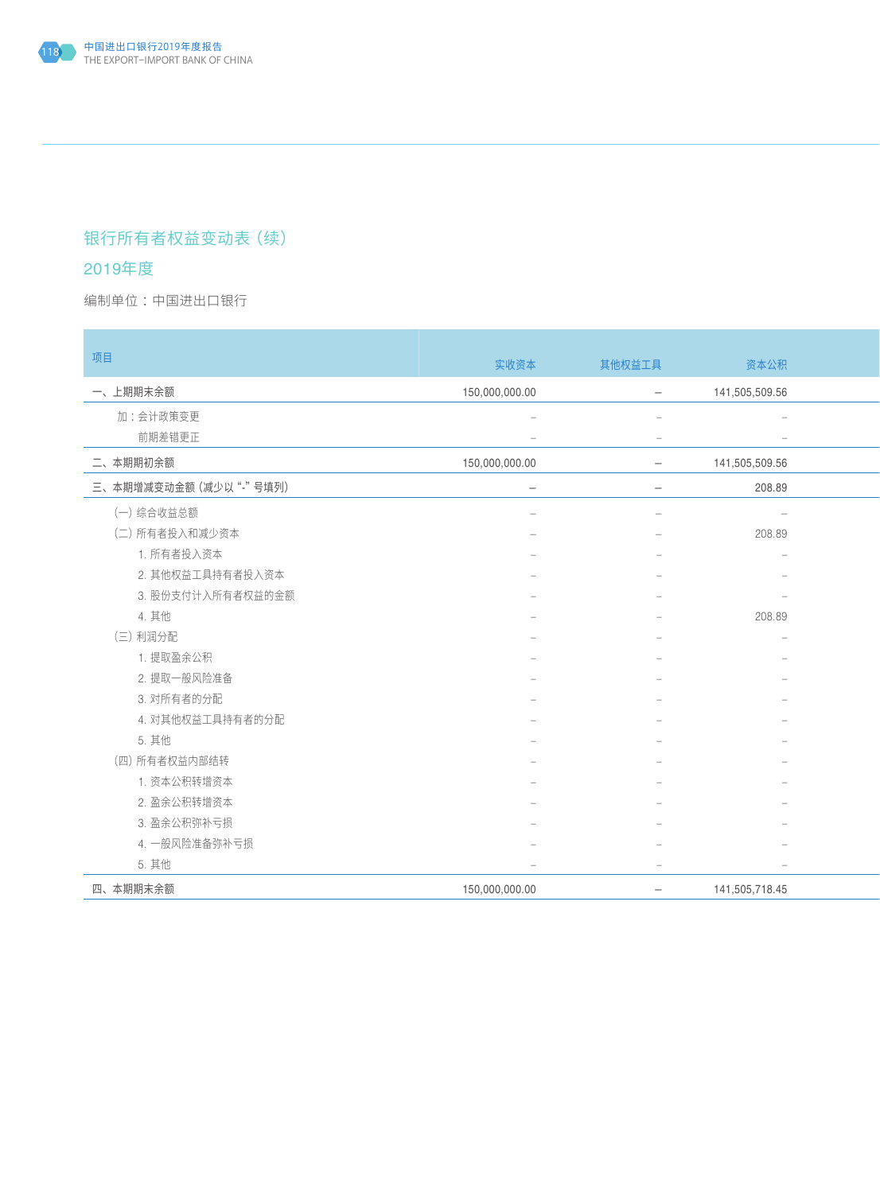## 银行所有者权益变动表（续）

## 2019年度

编制单位：中国进出口银行

| 项目 | 实收资本 | 其他权益工具 | 资本公积 |
|---|---|---|---|
| 一、上期期末余额 | 150,000,000.00 | – | 141,505,509.56 |
| 加：会计政策变更 | – | – | – |
| 前期差错更正 | – | – | – |
| 二、本期期初余额 | 150,000,000.00 | – | 141,505,509.56 |
| 三、本期增减变动金额（减少以“-”号填列） | – | – | 208.89 |
| （一）综合收益总额 | – | – | – |
| （二）所有者投入和减少资本 | – | – | 208.89 |
| 1. 所有者投入资本 | – | – | – |
| 2. 其他权益工具持有者投入资本 | – | – | – |
| 3. 股份支付计入所有者权益的金额 | – | – | – |
| 4. 其他 | – | – | 208.89 |
| （三）利润分配 | – | – | – |
| 1. 提取盈余公积 | – | – | – |
| 2. 提取一般风险准备 | – | – | – |
| 3. 对所有者的分配 | – | – | – |
| 4. 对其他权益工具持有者的分配 | – | – | – |
| 5. 其他 | – | – | – |
| （四）所有者权益内部结转 | – | – | – |
| 1. 资本公积转增资本 | – | – | – |
| 2. 盈余公积转增资本 | – | – | – |
| 3. 盈余公积弥补亏损 | – | – | – |
| 4. 一般风险准备弥补亏损 | – | – | – |
| 5. 其他 | – | – | – |
| 四、本期期末余额 | 150,000,000.00 | – | 141,505,718.45 |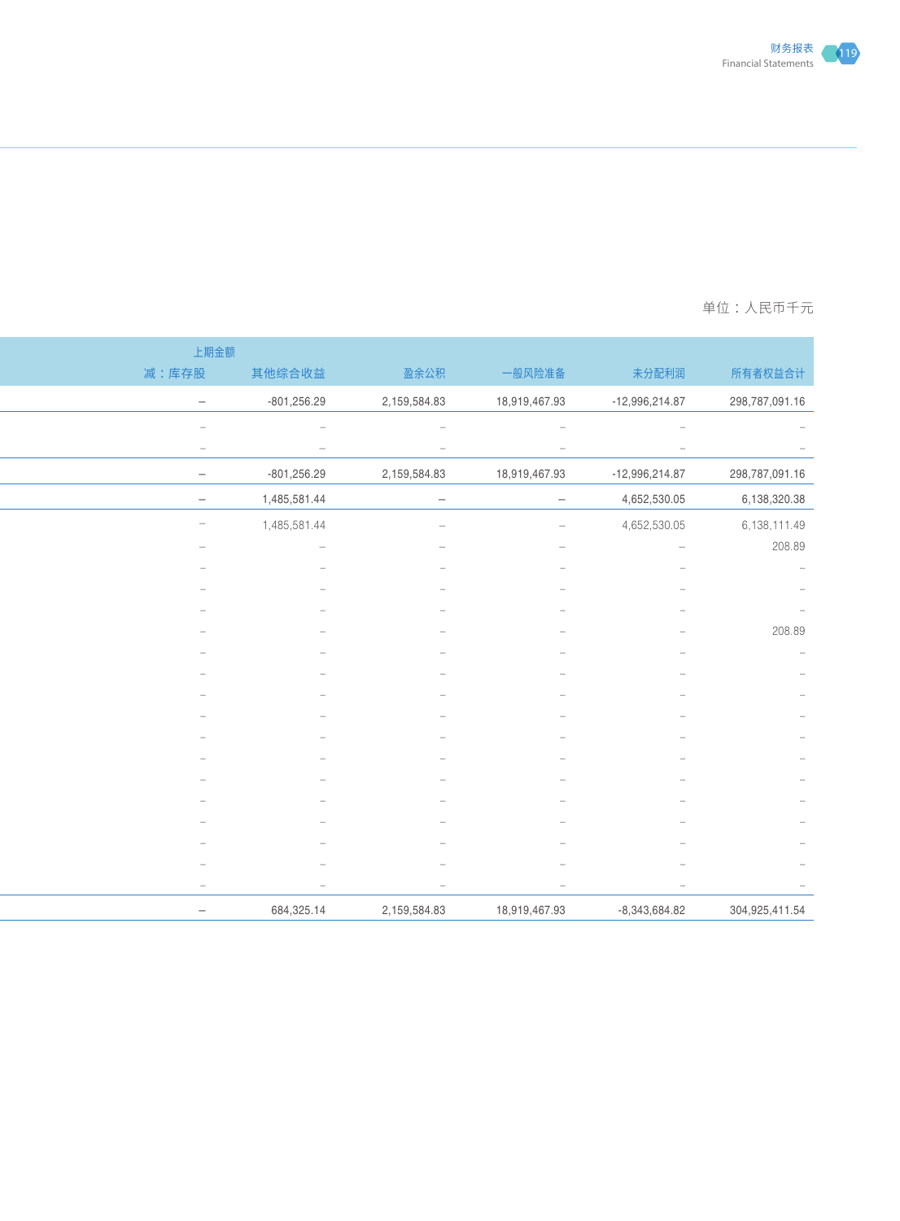单位：人民币千元

| 上期金额 | | | | | |
|---|---|---|---|---|---|
| 减：库存股 | 其他综合收益 | 盈余公积 | 一般风险准备 | 未分配利润 | 所有者权益合计 |
| – | -801,256.29 | 2,159,584.83 | 18,919,467.93 | -12,996,214.87 | 298,787,091.16 |
| – | – | – | – | – | – |
| – | – | – | – | – | – |
| – | -801,256.29 | 2,159,584.83 | 18,919,467.93 | -12,996,214.87 | 298,787,091.16 |
| – | 1,485,581.44 | – | – | 4,652,530.05 | 6,138,320.38 |
| – | 1,485,581.44 | – | – | 4,652,530.05 | 6,138,111.49 |
| – | – | – | – | – | 208.89 |
| – | – | – | – | – | – |
| – | – | – | – | – | – |
| – | – | – | – | – | – |
| – | – | – | – | – | 208.89 |
| – | – | – | – | – | – |
| – | – | – | – | – | – |
| – | – | – | – | – | – |
| – | – | – | – | – | – |
| – | – | – | – | – | – |
| – | – | – | – | – | – |
| – | – | – | – | – | – |
| – | – | – | – | – | – |
| – | – | – | – | – | – |
| – | – | – | – | – | – |
| – | – | – | – | – | – |
| – | – | – | – | – | – |
| – | – | – | – | – | – |
| – | 684,325.14 | 2,159,584.83 | 18,919,467.93 | -8,343,684.82 | 304,925,411.54 |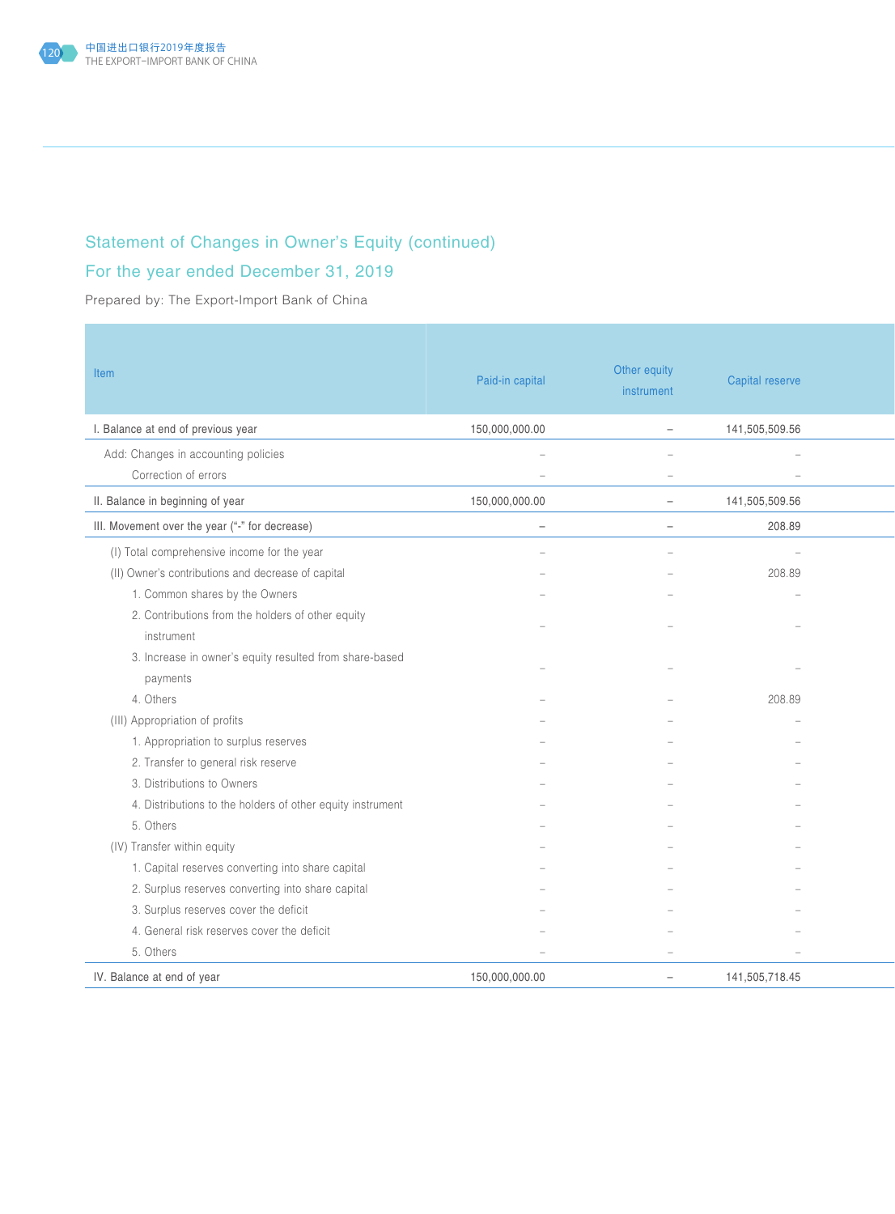## Statement of Changes in Owner's Equity (continued)

## For the year ended December 31, 2019

Prepared by: The Export-Import Bank of China

| Item | Paid-in capital | Other equity instrument | Capital reserve |
|---|---|---|---|
| I. Balance at end of previous year | 150,000,000.00 | – | 141,505,509.56 |
| Add: Changes in accounting policies | – | – | – |
| Correction of errors | – | – | – |
| II. Balance in beginning of year | 150,000,000.00 | – | 141,505,509.56 |
| III. Movement over the year ("-" for decrease) | – | – | 208.89 |
| (I) Total comprehensive income for the year | – | – | – |
| (II) Owner's contributions and decrease of capital | – | – | 208.89 |
| 1. Common shares by the Owners | – | – | – |
| 2. Contributions from the holders of other equity instrument | – | – | – |
| 3. Increase in owner's equity resulted from share-based payments | – | – | – |
| 4. Others | – | – | 208.89 |
| (III) Appropriation of profits | – | – | – |
| 1. Appropriation to surplus reserves | – | – | – |
| 2. Transfer to general risk reserve | – | – | – |
| 3. Distributions to Owners | – | – | – |
| 4. Distributions to the holders of other equity instrument | – | – | – |
| 5. Others | – | – | – |
| (IV) Transfer within equity | – | – | – |
| 1. Capital reserves converting into share capital | – | – | – |
| 2. Surplus reserves converting into share capital | – | – | – |
| 3. Surplus reserves cover the deficit | – | – | – |
| 4. General risk reserves cover the deficit | – | – | – |
| 5. Others | – | – | – |
| IV. Balance at end of year | 150,000,000.00 | – | 141,505,718.45 |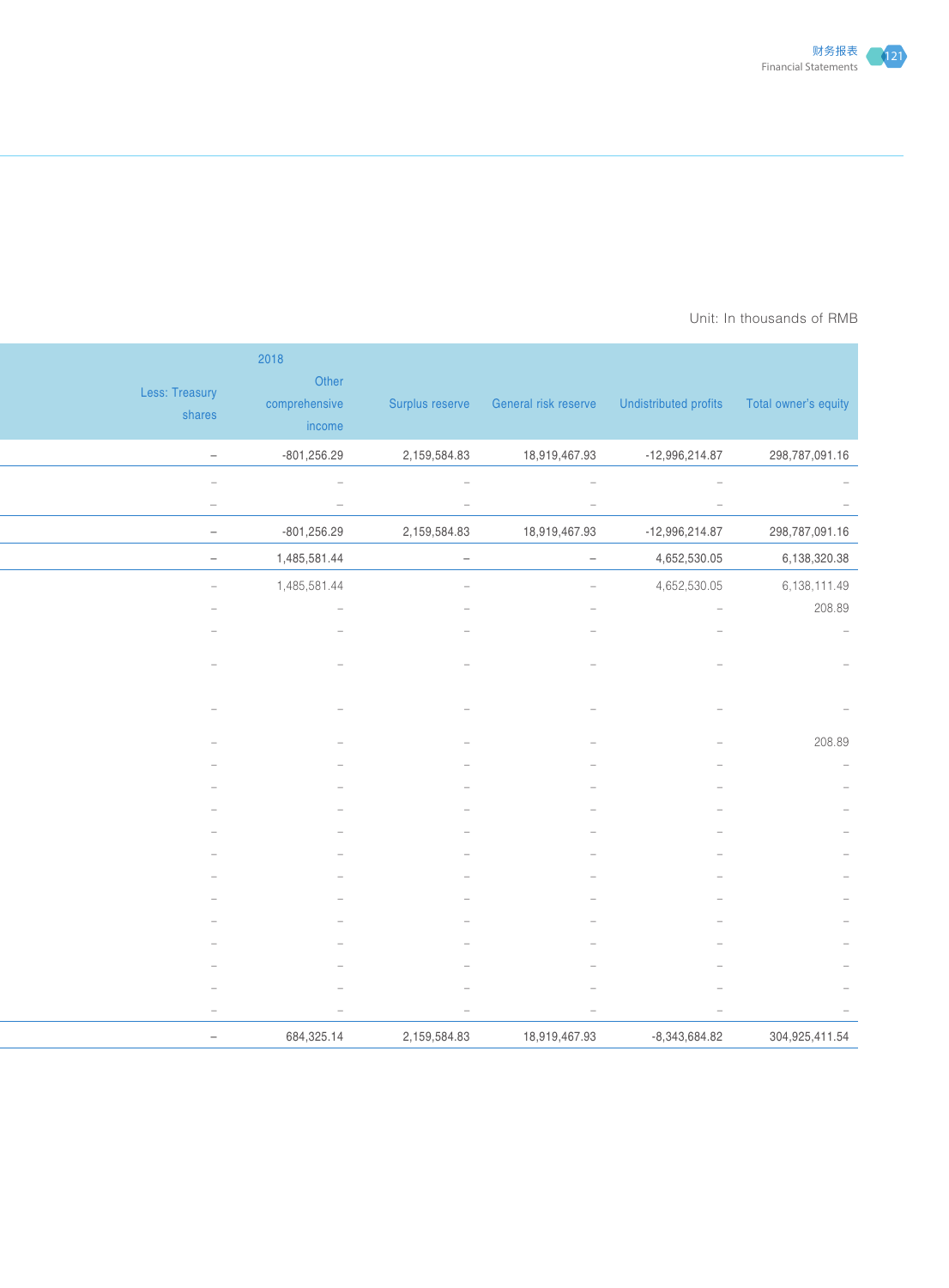Unit: In thousands of RMB

| 2018 Less: Treasury shares | Other comprehensive income | Surplus reserve | General risk reserve | Undistributed profits | Total owner's equity |
|---|---|---|---|---|---|
| – | -801,256.29 | 2,159,584.83 | 18,919,467.93 | -12,996,214.87 | 298,787,091.16 |
| – | – | – | – | – | – |
| – | – | – | – | – | – |
| – | -801,256.29 | 2,159,584.83 | 18,919,467.93 | -12,996,214.87 | 298,787,091.16 |
| – | 1,485,581.44 | – | – | 4,652,530.05 | 6,138,320.38 |
| – | 1,485,581.44 | – | – | 4,652,530.05 | 6,138,111.49 |
| – | – | – | – | – | 208.89 |
| – | – | – | – | – | – |
| – | – | – | – | – | – |
| – | – | – | – | – | – |
| – | – | – | – | – | 208.89 |
| – | – | – | – | – | – |
| – | – | – | – | – | – |
| – | – | – | – | – | – |
| – | – | – | – | – | – |
| – | – | – | – | – | – |
| – | – | – | – | – | – |
| – | – | – | – | – | – |
| – | – | – | – | – | – |
| – | – | – | – | – | – |
| – | – | – | – | – | – |
| – | – | – | – | – | – |
| – | – | – | – | – | – |
| – | 684,325.14 | 2,159,584.83 | 18,919,467.93 | -8,343,684.82 | 304,925,411.54 |